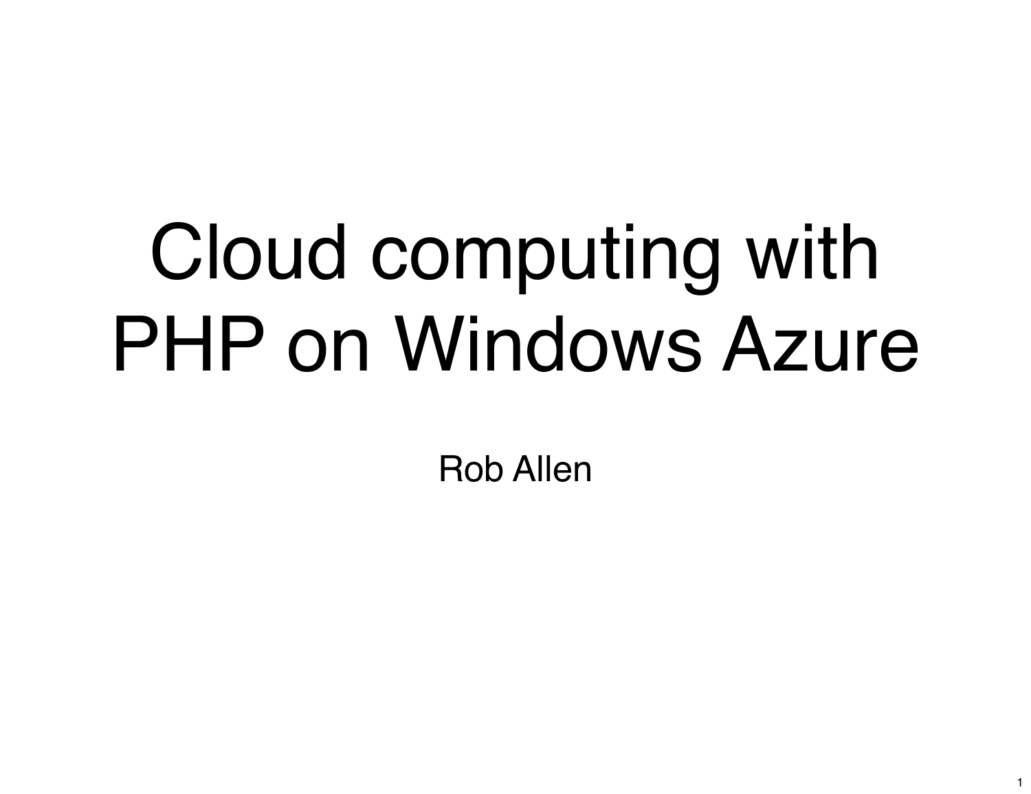# Cloud computing with PHP on Windows Azure

Rob Allen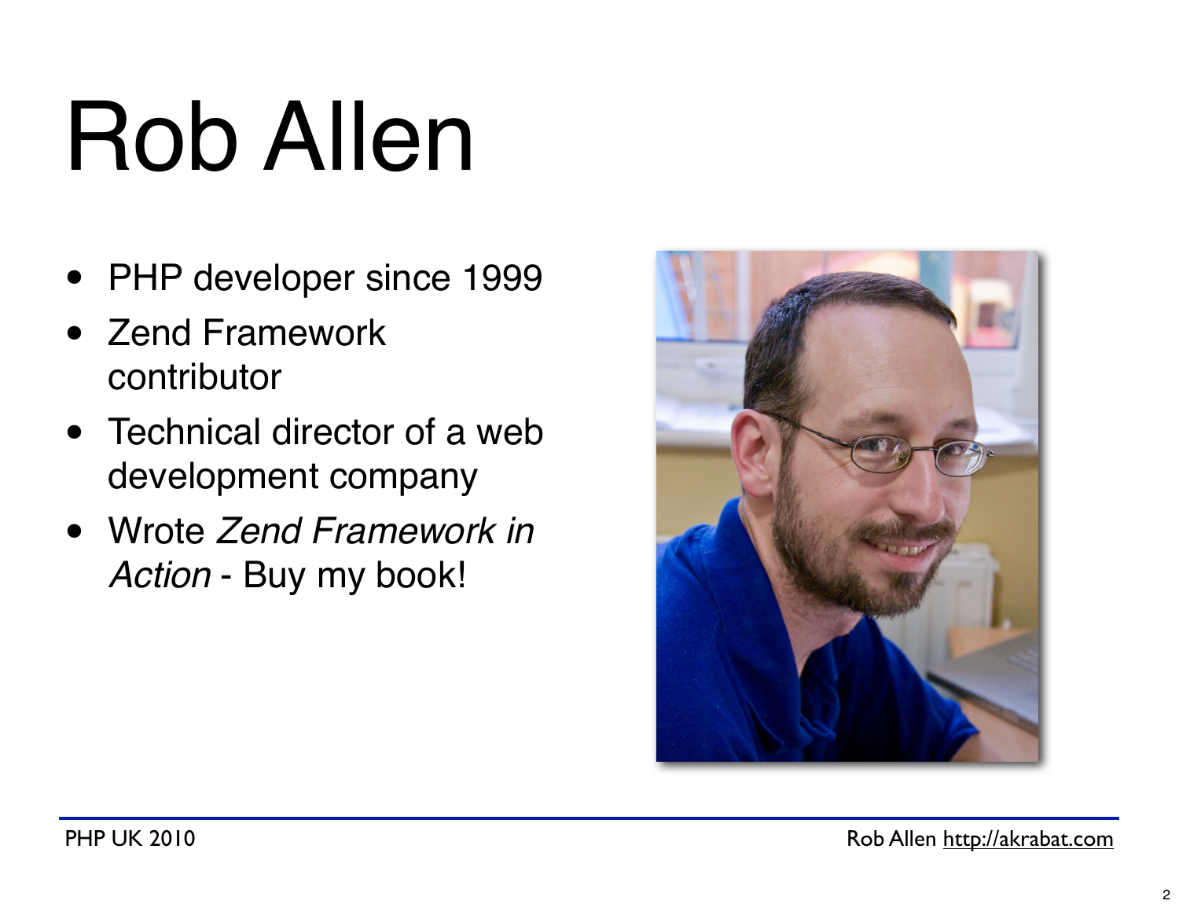# Rob Allen

- PHP developer since 1999
- Zend Framework contributor
- Technical director of a web development company
- Wrote *Zend Framework in Action* - Buy my book!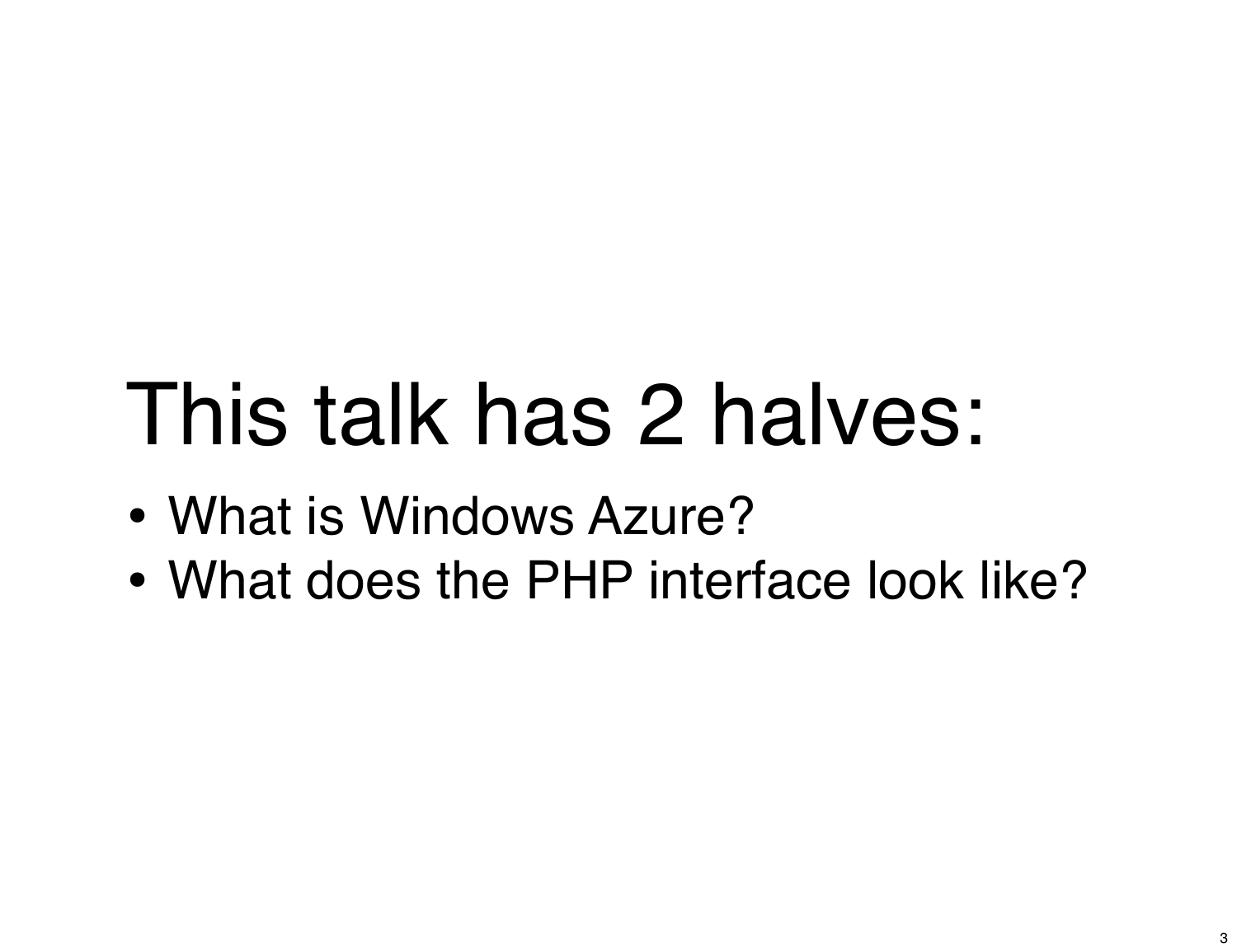# This talk has 2 halves:

- What is Windows Azure?
- What does the PHP interface look like?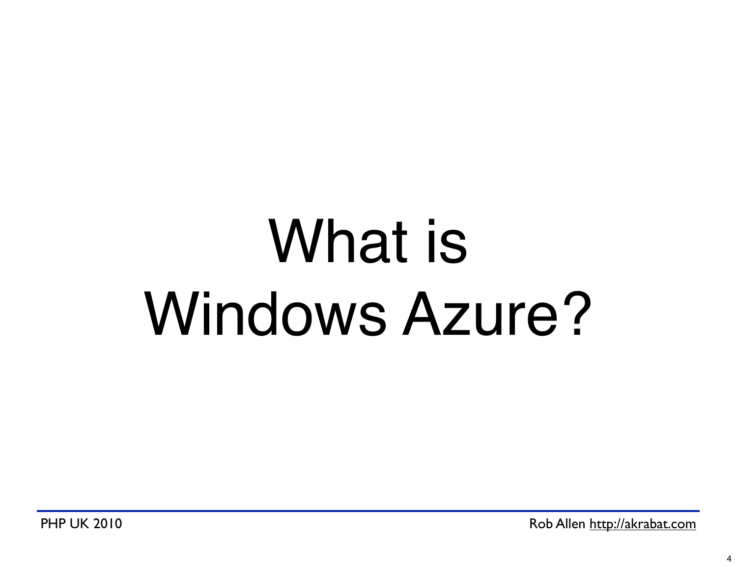# What is Windows Azure?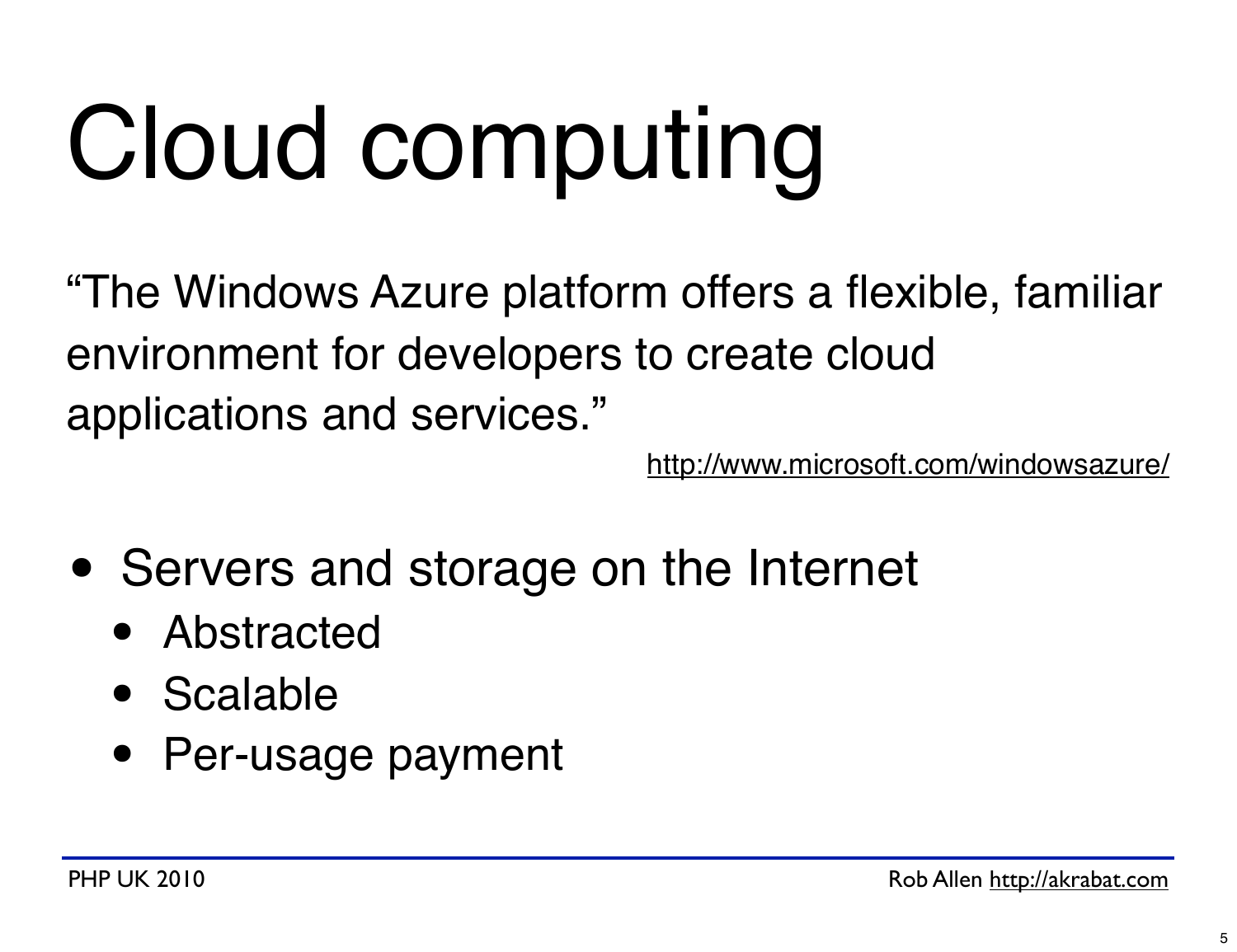# Cloud computing

"The Windows Azure platform offers a flexible, familiar environment for developers to create cloud applications and services."

http://www.microsoft.com/windowsazure/

- Servers and storage on the Internet
  - Abstracted
  - Scalable
  - Per-usage payment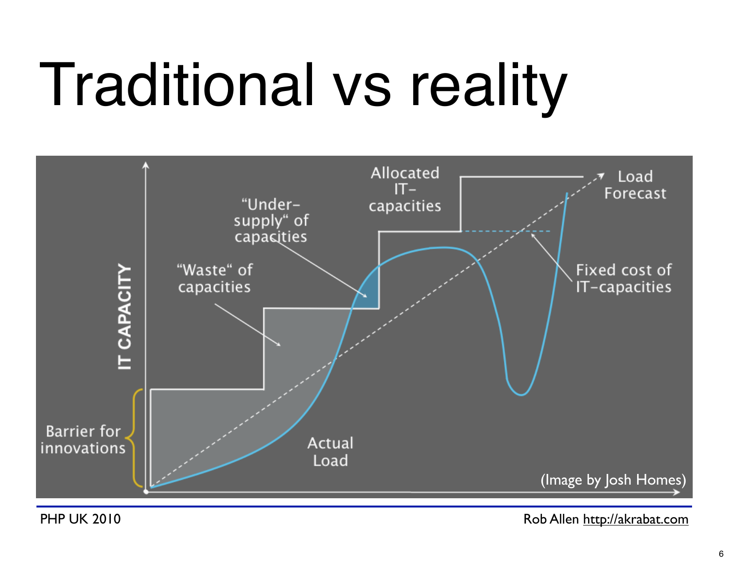# Traditional vs reality

IT CAPACITY

Barrier for innovations

"Waste" of capacities

"Under-supply" of capacities

Allocated IT-capacities

Load Forecast

Fixed cost of IT-capacities

Actual Load

(Image by Josh Homes)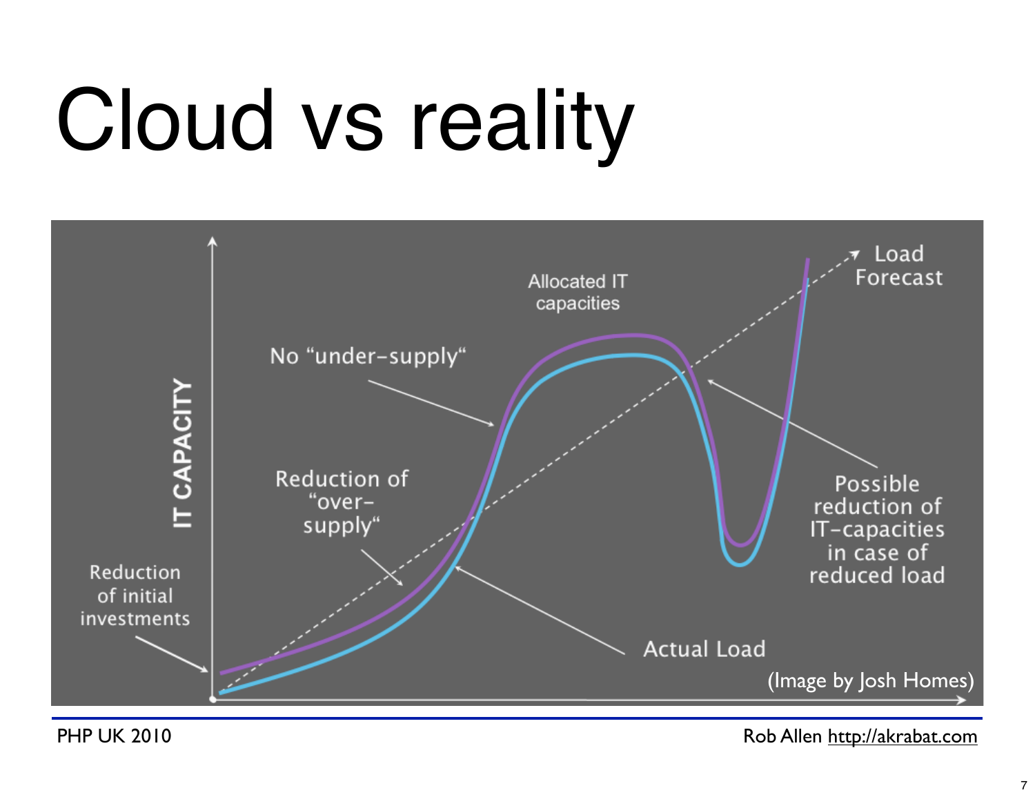# Cloud vs reality

IT CAPACITY

Allocated IT capacities

Load Forecast

No "under-supply"

Reduction of "over-supply"

Reduction of initial investments

Possible reduction of IT-capacities in case of reduced load

Actual Load

(Image by Josh Homes)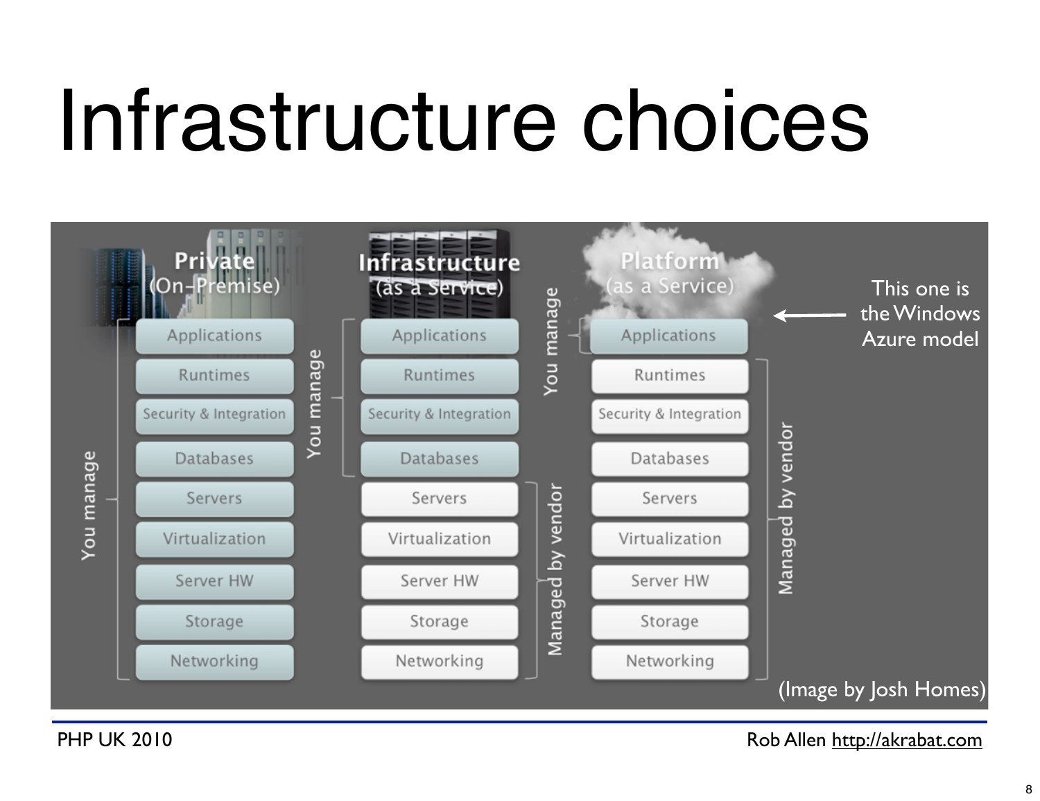# Infrastructure choices

| Private (On-Premise) | Infrastructure (as a Service) | Platform (as a Service) |
| --- | --- | --- |
| Applications | Applications | Applications |
| Runtimes | Runtimes | Runtimes |
| Security & Integration | Security & Integration | Security & Integration |
| Databases | Databases | Databases |
| Servers | Servers | Servers |
| Virtualization | Virtualization | Virtualization |
| Server HW | Server HW | Server HW |
| Storage | Storage | Storage |
| Networking | Networking | Networking |

- Private (On-Premise): You manage — Applications through Networking
- Infrastructure (as a Service): You manage — Applications, Runtimes, Security & Integration, Databases; Managed by vendor — Servers, Virtualization, Server HW, Storage, Networking
- Platform (as a Service): You manage — Applications; Managed by vendor — Runtimes through Networking

This one is the Windows Azure model (Platform as a Service)

(Image by Josh Homes)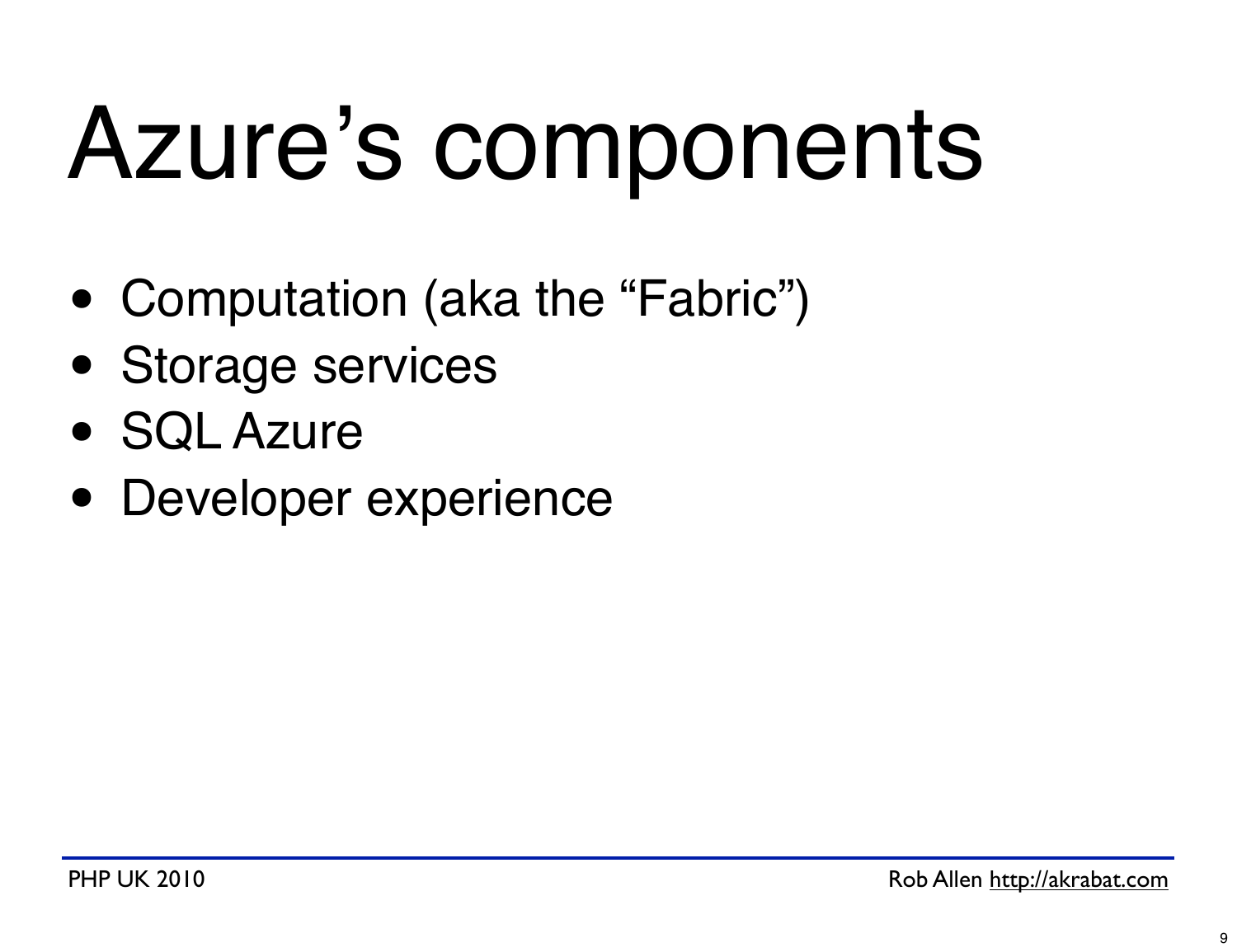# Azure’s components

- Computation (aka the “Fabric”)
- Storage services
- SQL Azure
- Developer experience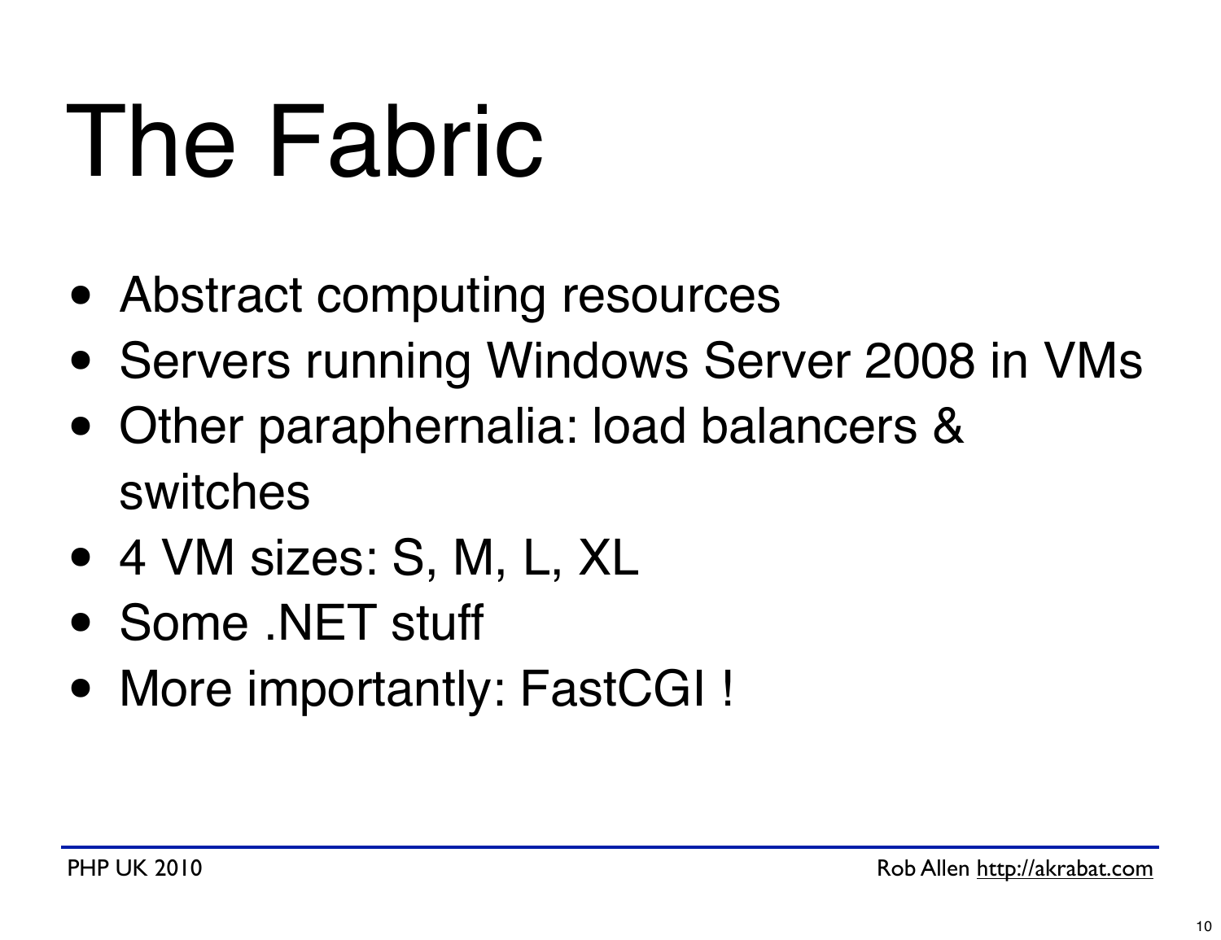# The Fabric

- Abstract computing resources
- Servers running Windows Server 2008 in VMs
- Other paraphernalia: load balancers & switches
- 4 VM sizes: S, M, L, XL
- Some .NET stuff
- More importantly: FastCGI !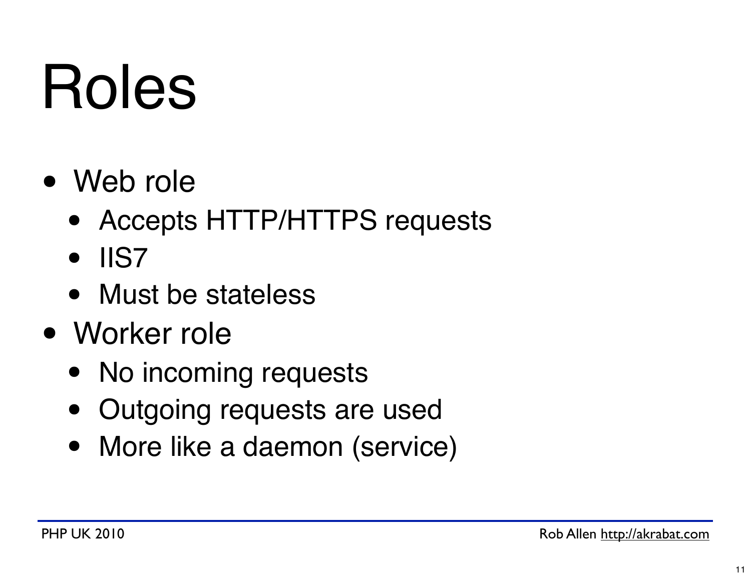# Roles

- Web role
  - Accepts HTTP/HTTPS requests
  - IIS7
  - Must be stateless
- Worker role
  - No incoming requests
  - Outgoing requests are used
  - More like a daemon (service)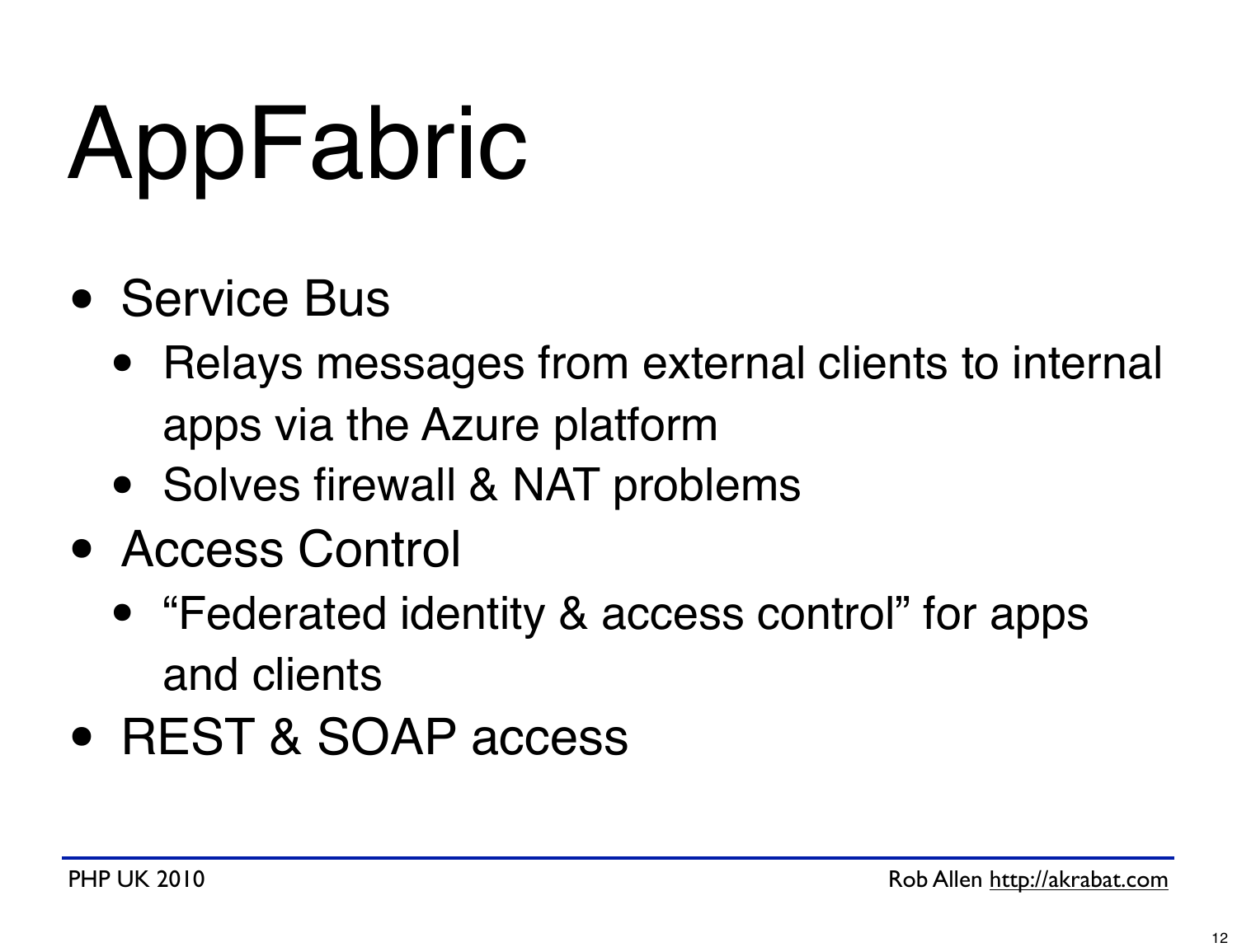# AppFabric

- Service Bus
  - Relays messages from external clients to internal apps via the Azure platform
  - Solves firewall & NAT problems
- Access Control
  - “Federated identity & access control” for apps and clients
- REST & SOAP access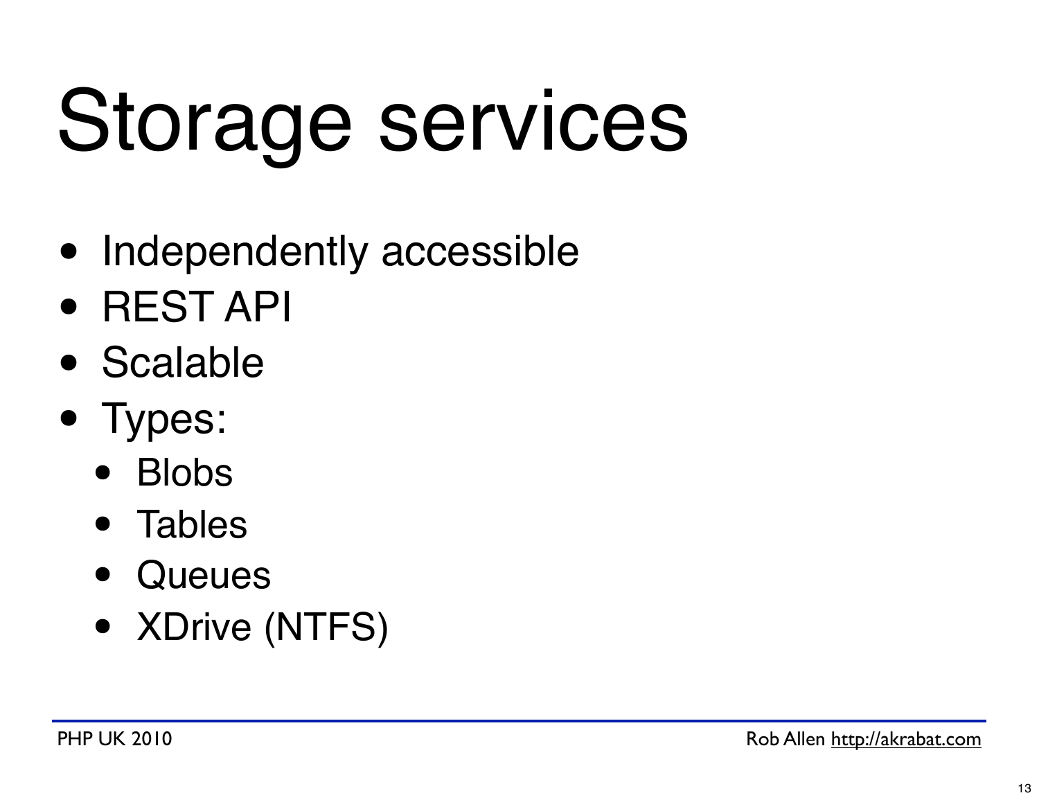# Storage services

- Independently accessible
- REST API
- Scalable
- Types:
  - Blobs
  - Tables
  - Queues
  - XDrive (NTFS)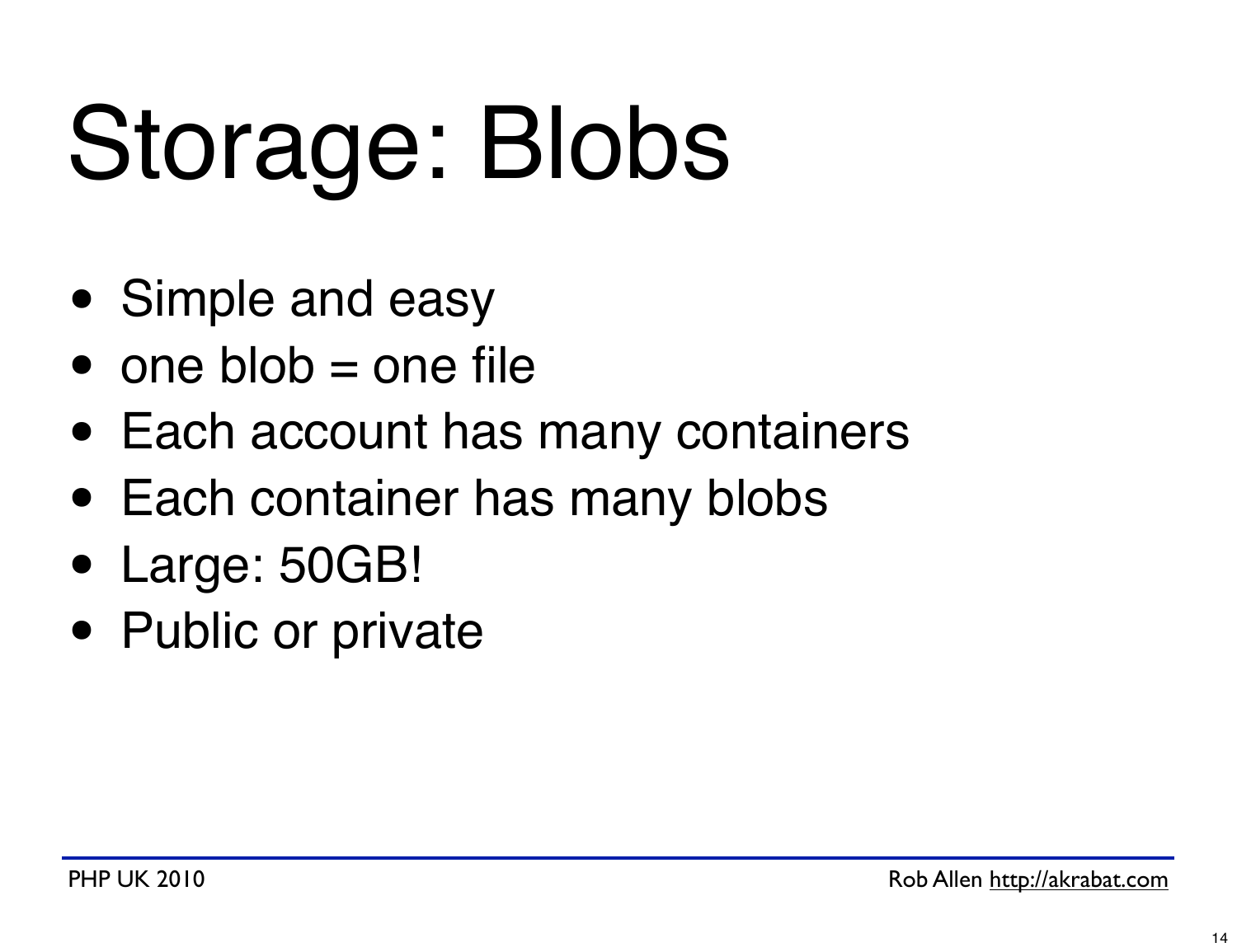# Storage: Blobs

- Simple and easy
- one blob = one file
- Each account has many containers
- Each container has many blobs
- Large: 50GB!
- Public or private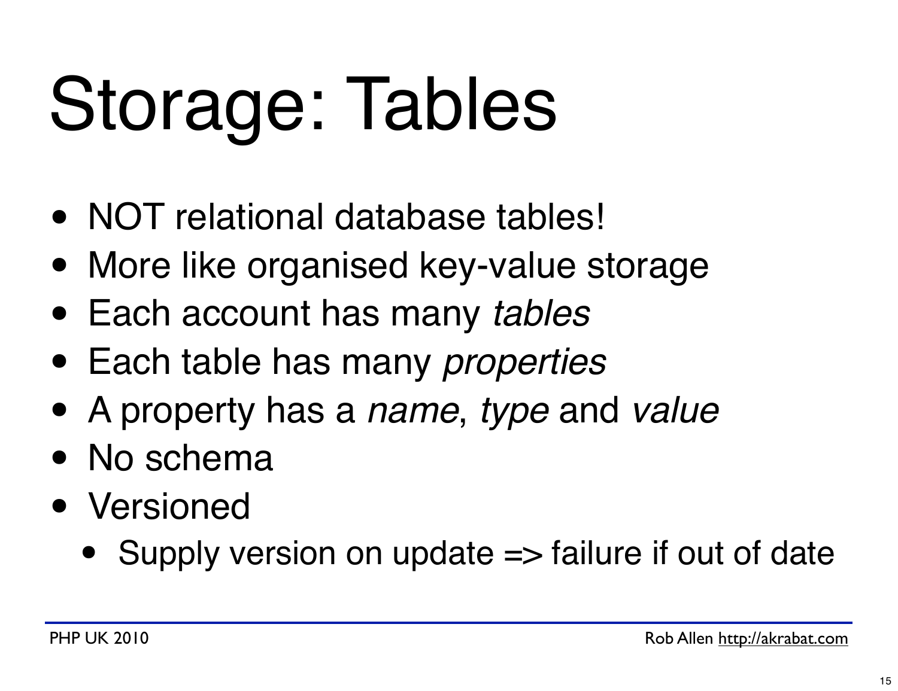# Storage: Tables

- NOT relational database tables!
- More like organised key-value storage
- Each account has many *tables*
- Each table has many *properties*
- A property has a *name*, *type* and *value*
- No schema
- Versioned
  - Supply version on update => failure if out of date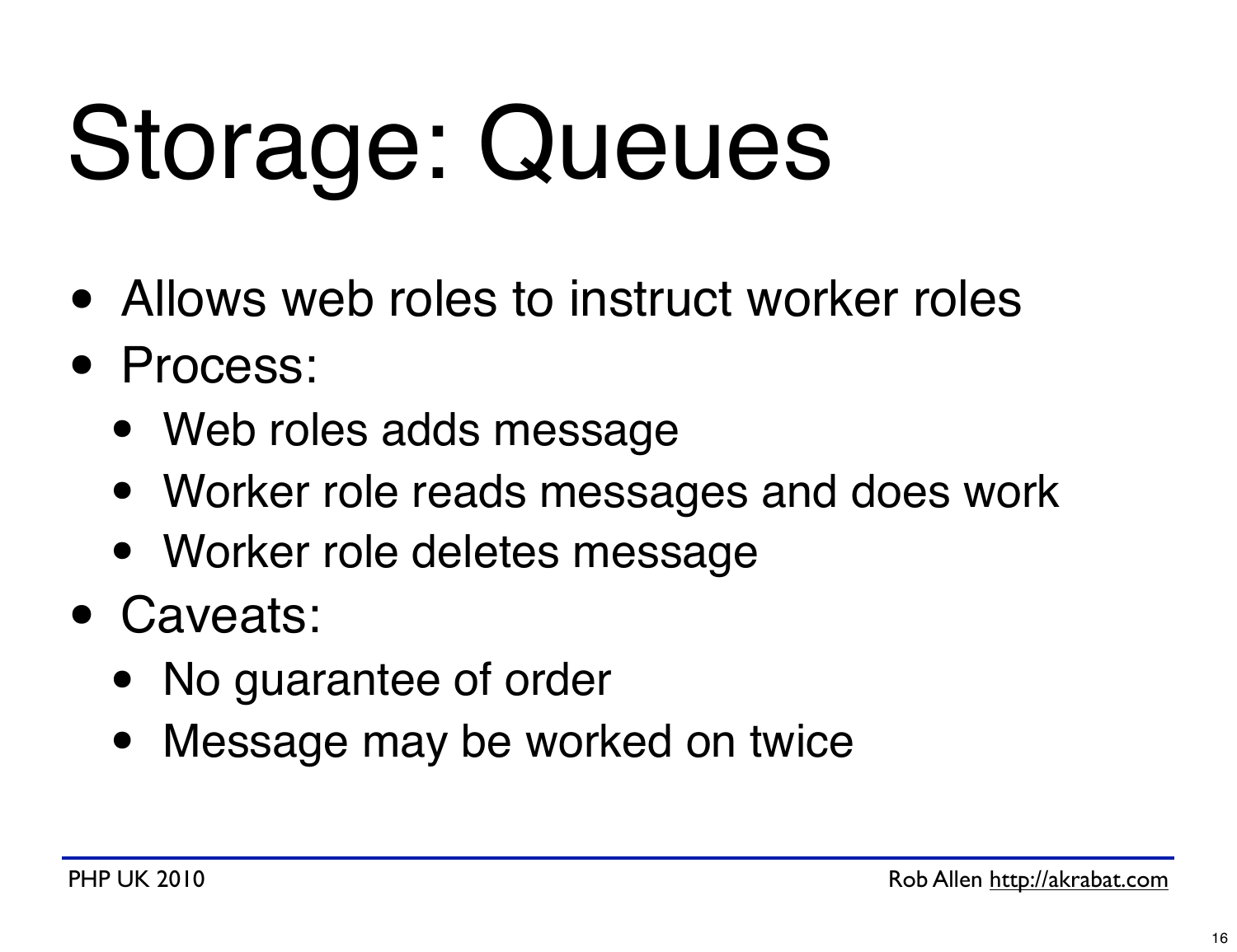# Storage: Queues

- Allows web roles to instruct worker roles
- Process:
  - Web roles adds message
  - Worker role reads messages and does work
  - Worker role deletes message
- Caveats:
  - No guarantee of order
  - Message may be worked on twice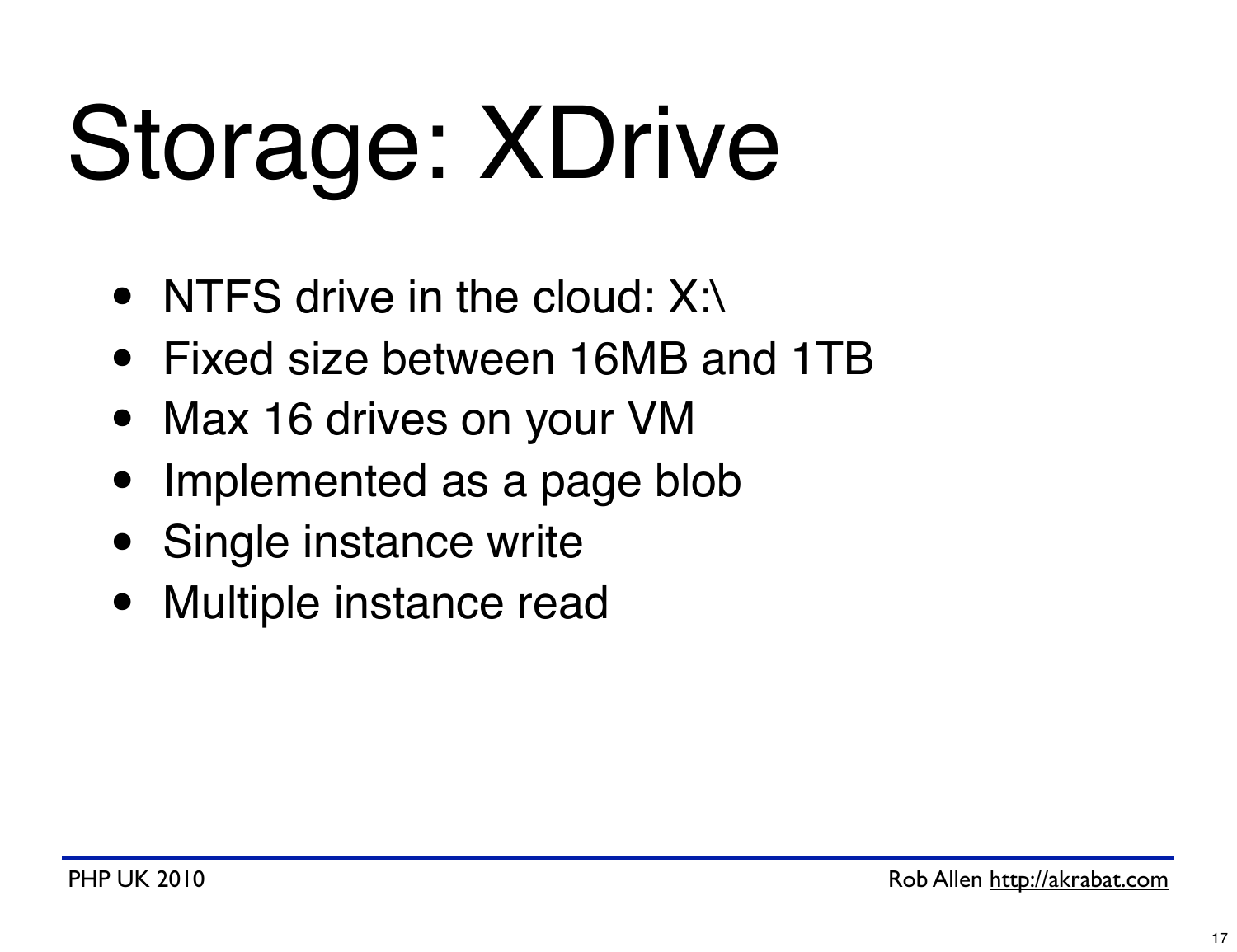# Storage: XDrive

- NTFS drive in the cloud: X:\
- Fixed size between 16MB and 1TB
- Max 16 drives on your VM
- Implemented as a page blob
- Single instance write
- Multiple instance read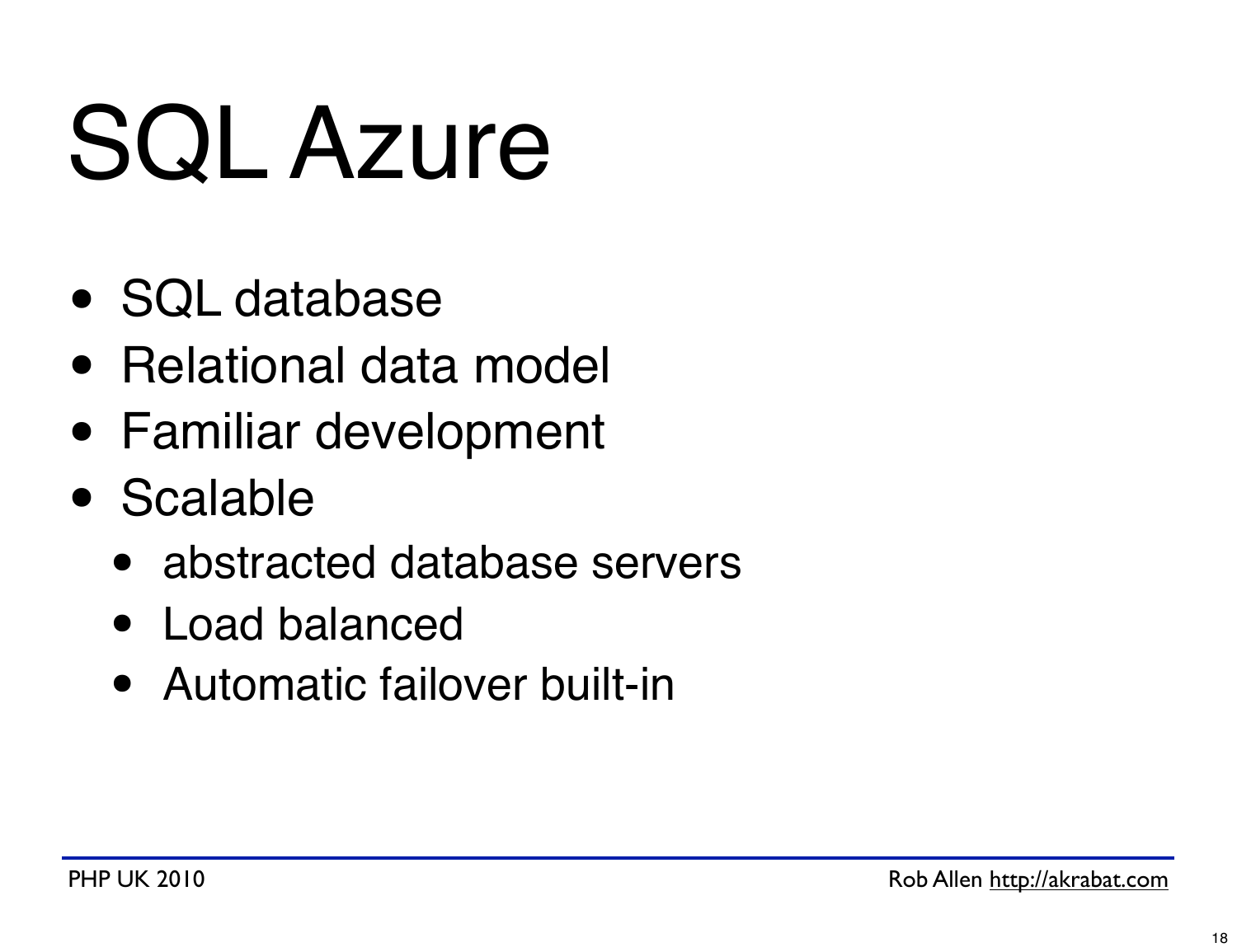# SQL Azure

- SQL database
- Relational data model
- Familiar development
- Scalable
  - abstracted database servers
  - Load balanced
  - Automatic failover built-in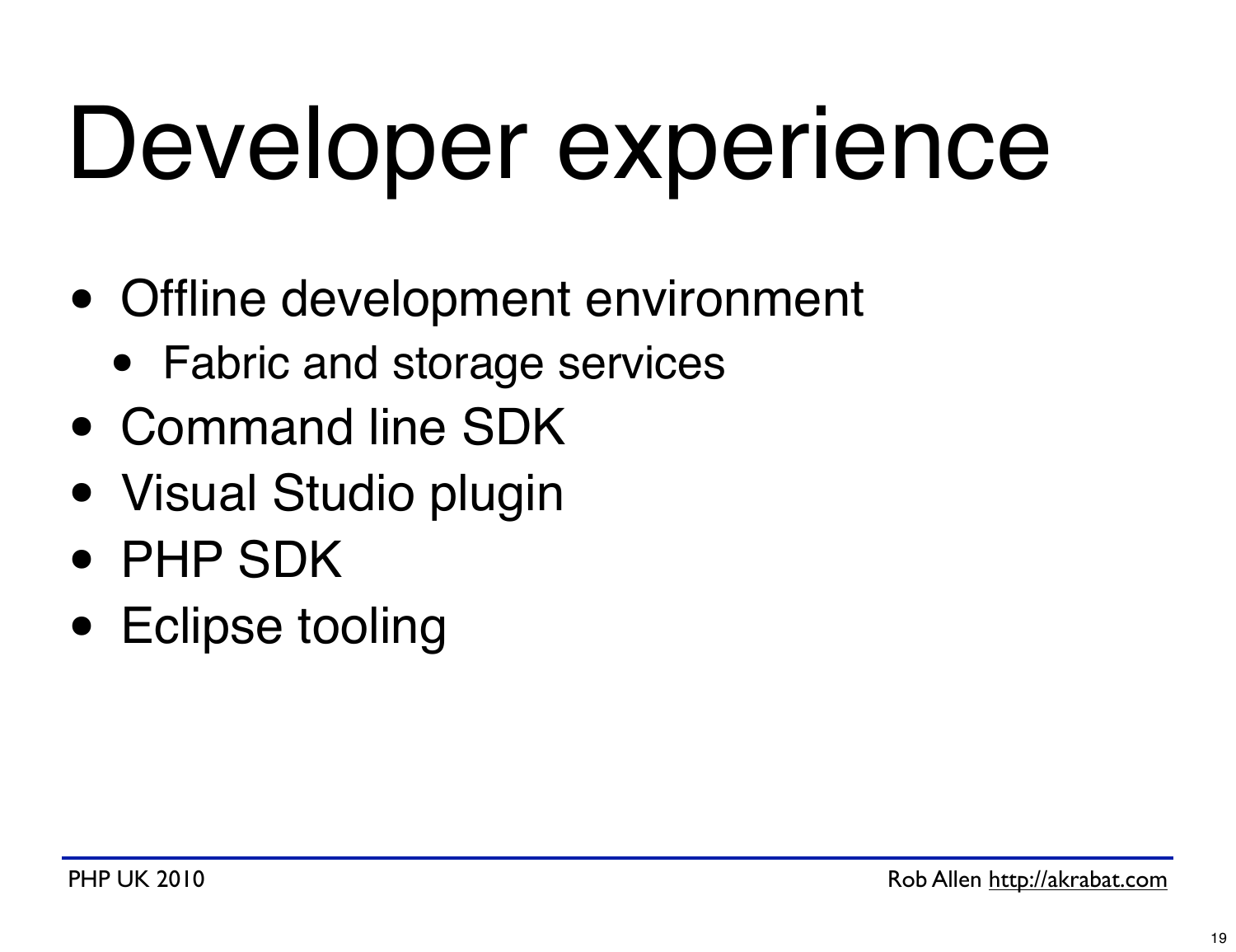# Developer experience

- Offline development environment
  - Fabric and storage services
- Command line SDK
- Visual Studio plugin
- PHP SDK
- Eclipse tooling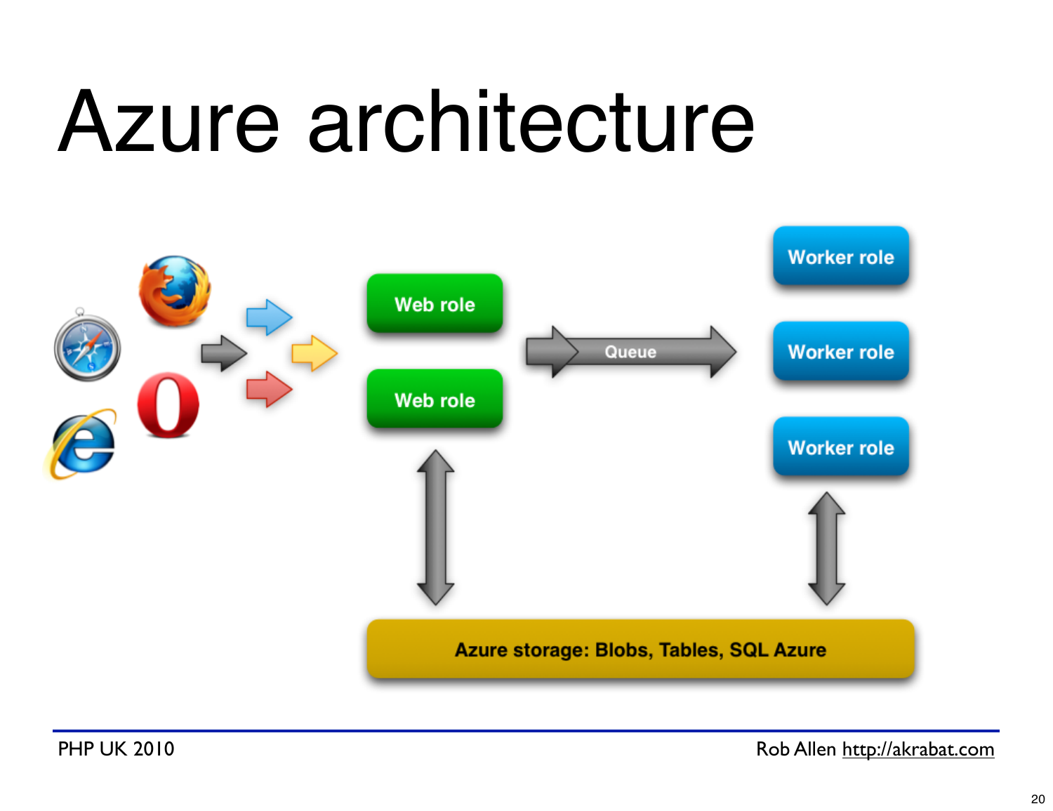# Azure architecture

Web role

Web role

Queue

Worker role

Worker role

Worker role

Azure storage: Blobs, Tables, SQL Azure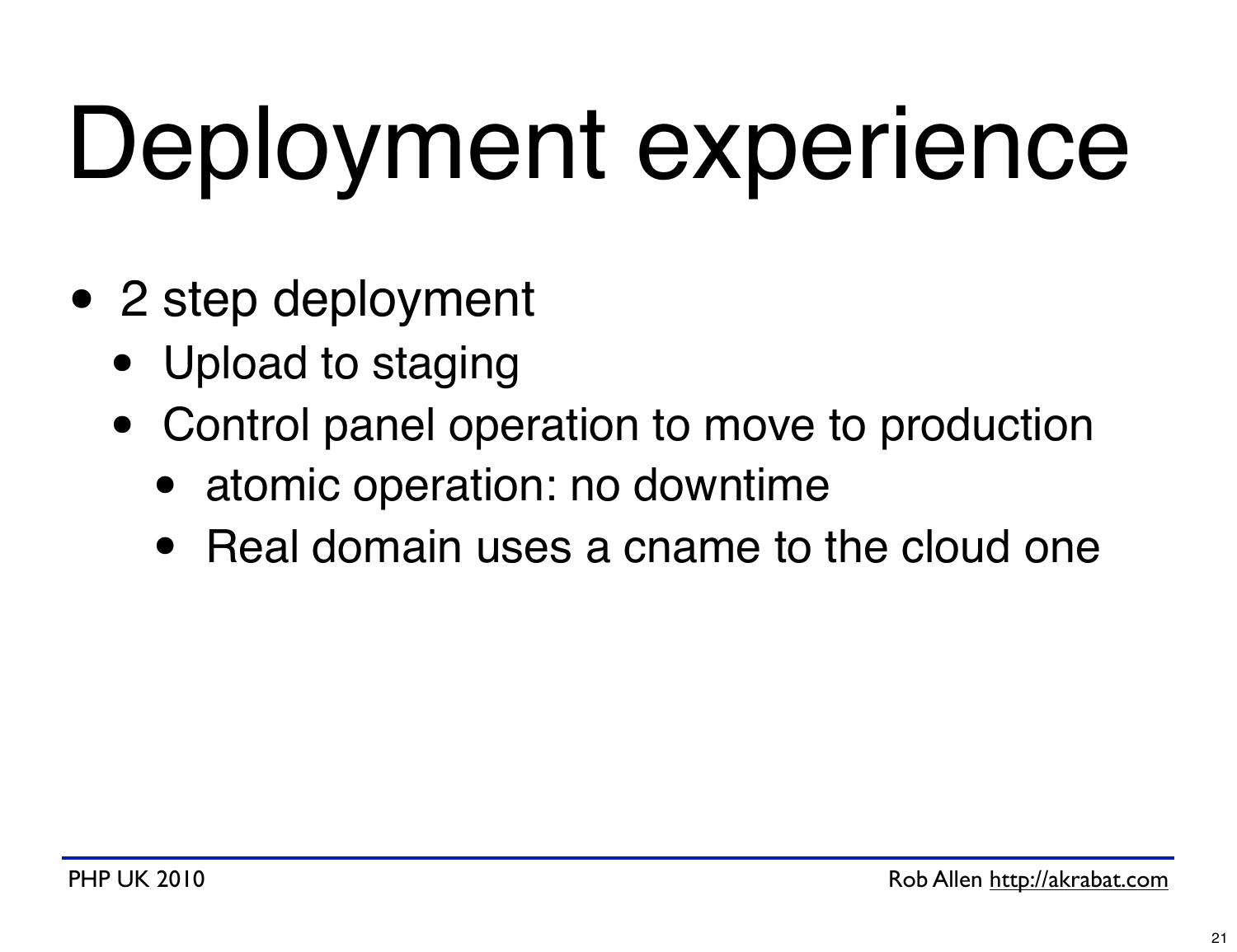# Deployment experience

- 2 step deployment
  - Upload to staging
  - Control panel operation to move to production
    - atomic operation: no downtime
    - Real domain uses a cname to the cloud one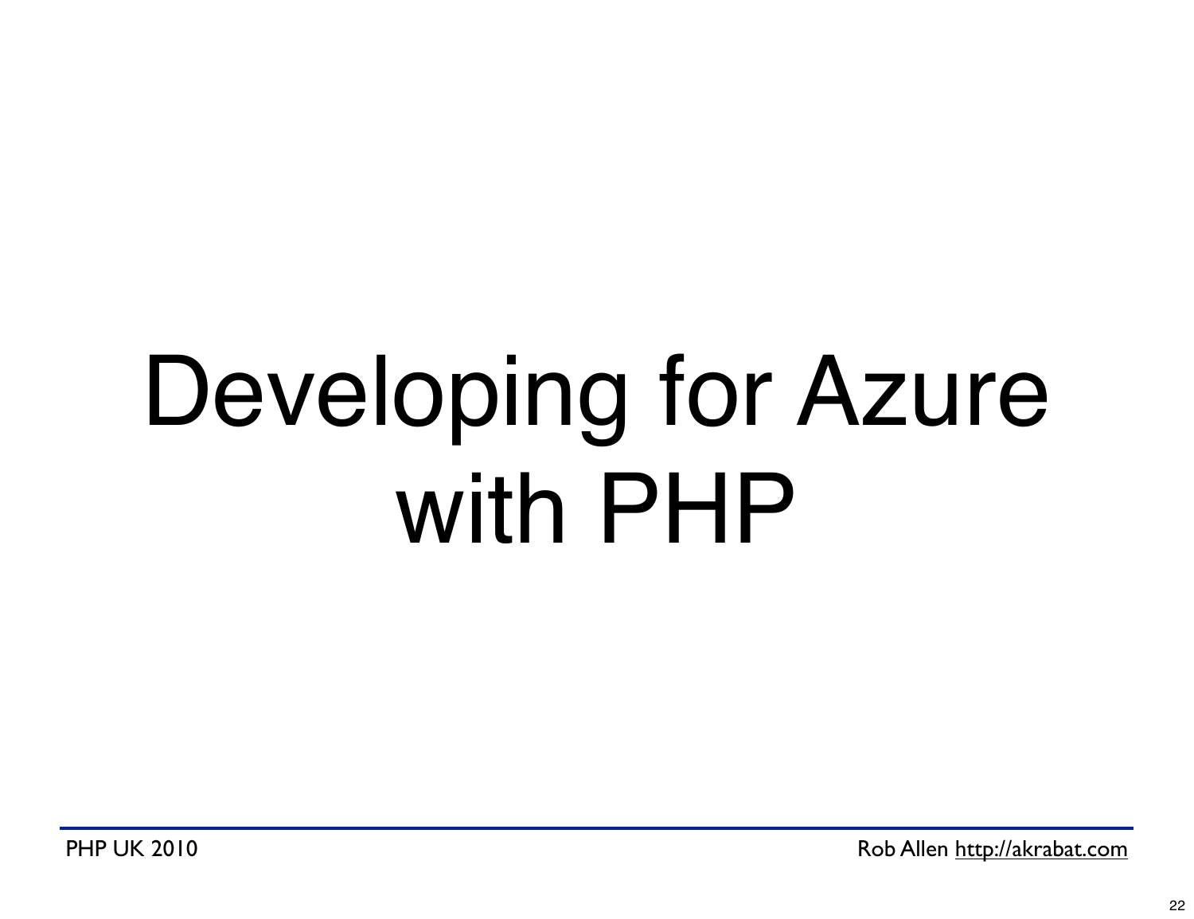# Developing for Azure with PHP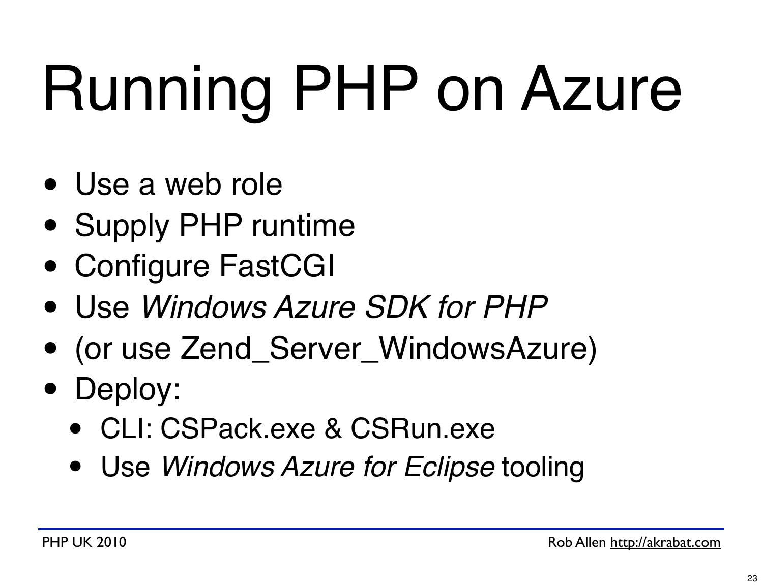# Running PHP on Azure

- Use a web role
- Supply PHP runtime
- Configure FastCGI
- Use *Windows Azure SDK for PHP*
- (or use Zend_Server_WindowsAzure)
- Deploy:
  - CLI: CSPack.exe & CSRun.exe
  - Use *Windows Azure for Eclipse* tooling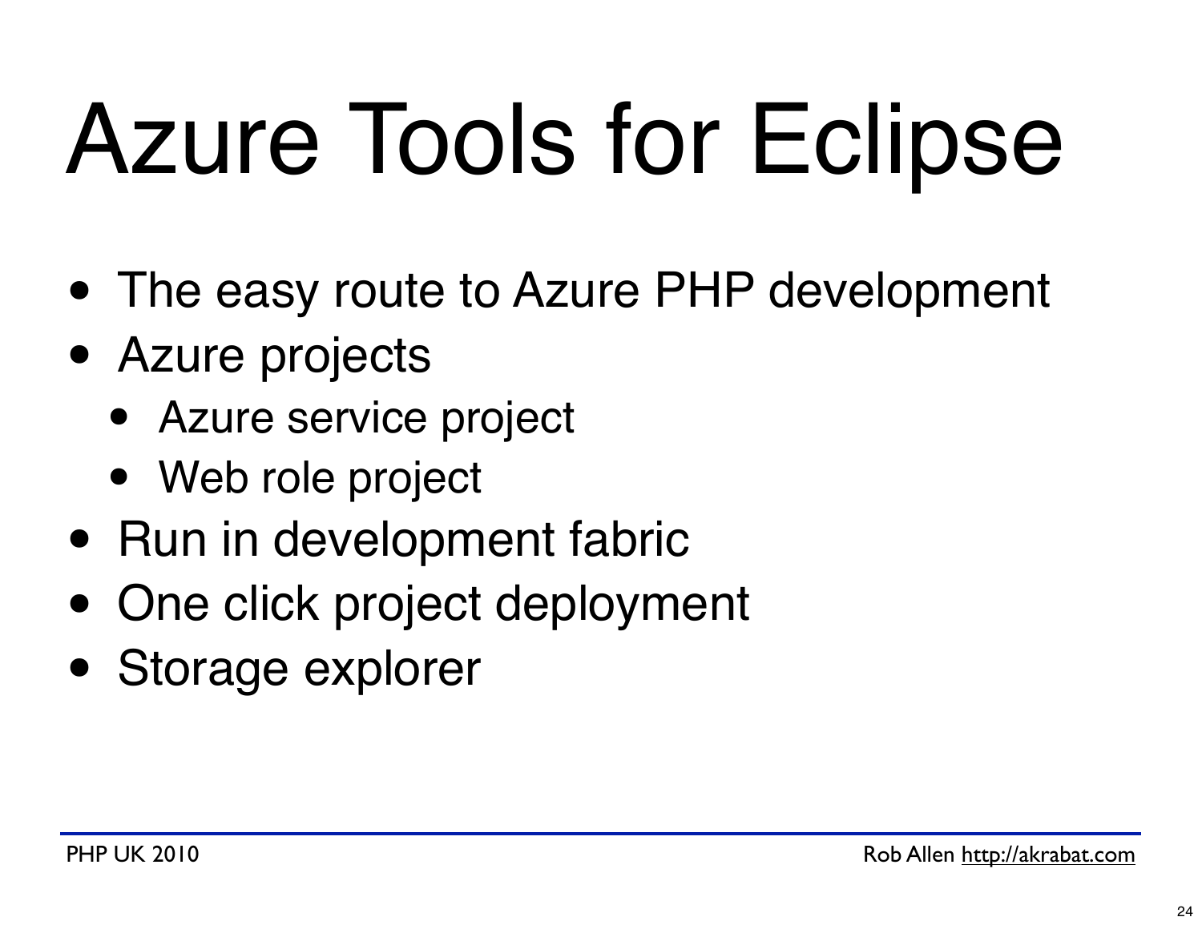# Azure Tools for Eclipse

- The easy route to Azure PHP development
- Azure projects
  - Azure service project
  - Web role project
- Run in development fabric
- One click project deployment
- Storage explorer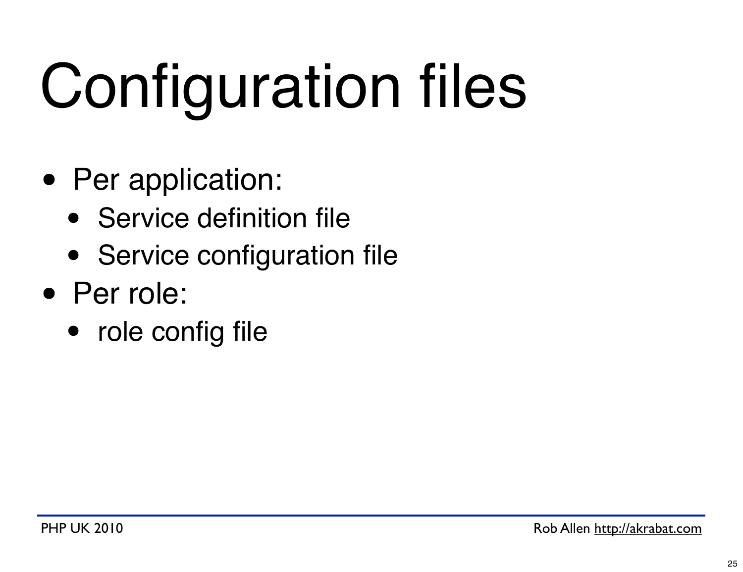# Configuration files

- Per application:
  - Service definition file
  - Service configuration file
- Per role:
  - role config file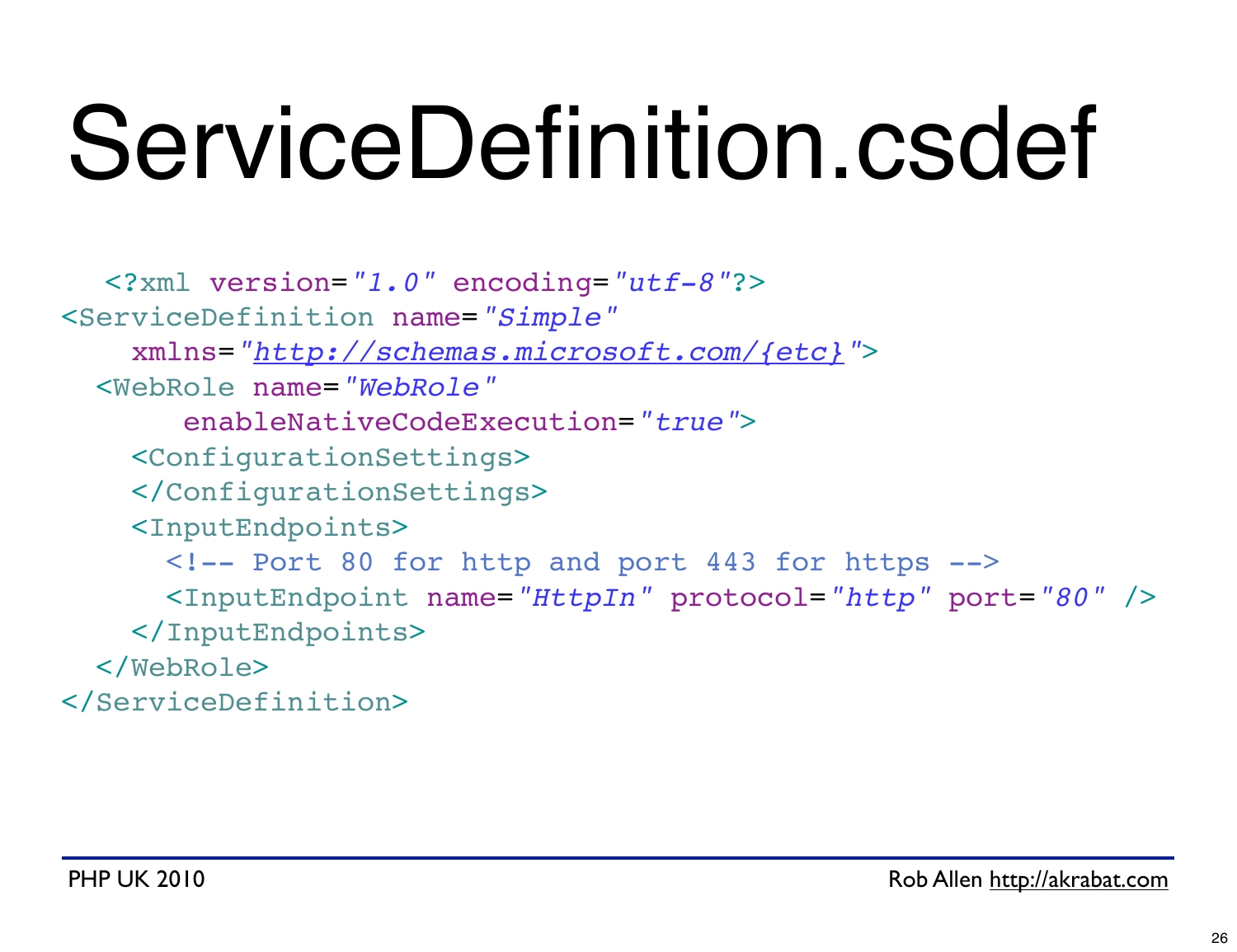# ServiceDefinition.csdef

```xml
<?xml version="1.0" encoding="utf-8"?>
<ServiceDefinition name="Simple"
    xmlns="http://schemas.microsoft.com/{etc}">
  <WebRole name="WebRole"
       enableNativeCodeExecution="true">
    <ConfigurationSettings>
    </ConfigurationSettings>
    <InputEndpoints>
      <!-- Port 80 for http and port 443 for https -->
      <InputEndpoint name="HttpIn" protocol="http" port="80" />
    </InputEndpoints>
  </WebRole>
</ServiceDefinition>
```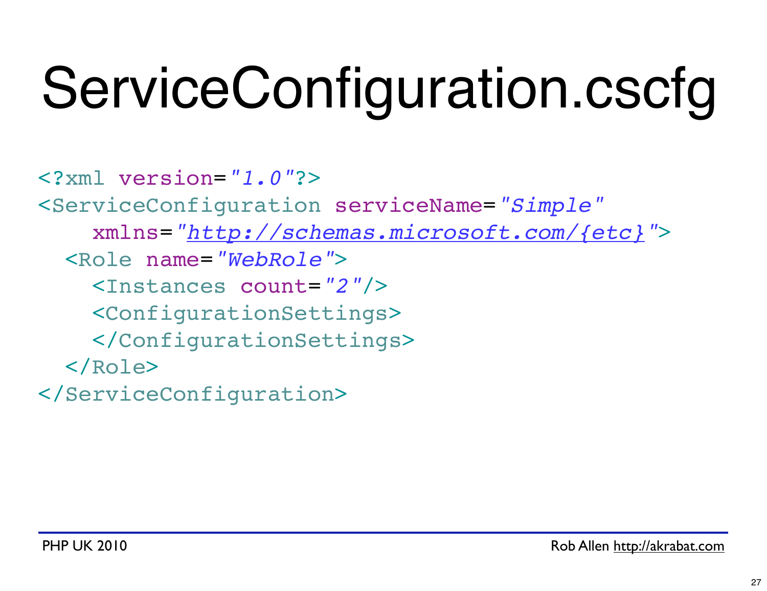# ServiceConfiguration.cscfg

```xml
<?xml version="1.0"?>
<ServiceConfiguration serviceName="Simple"
    xmlns="http://schemas.microsoft.com/{etc}">
  <Role name="WebRole">
    <Instances count="2"/>
    <ConfigurationSettings>
    </ConfigurationSettings>
  </Role>
</ServiceConfiguration>
```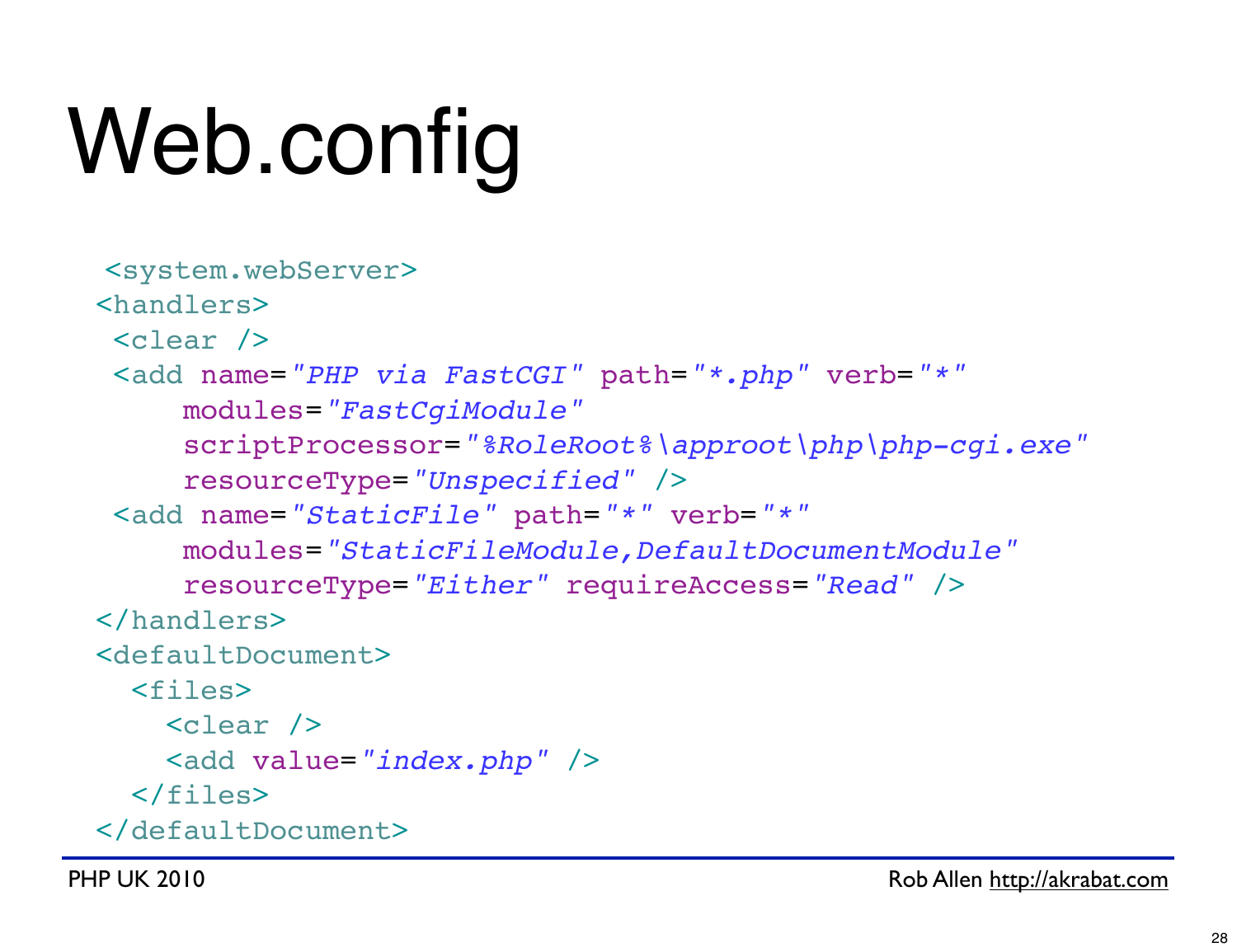# Web.config

```xml
<system.webServer>
<handlers>
 <clear />
 <add name="PHP via FastCGI" path="*.php" verb="*"
     modules="FastCgiModule"
     scriptProcessor="%RoleRoot%\approot\php\php-cgi.exe"
     resourceType="Unspecified" />
 <add name="StaticFile" path="*" verb="*"
     modules="StaticFileModule,DefaultDocumentModule"
     resourceType="Either" requireAccess="Read" />
</handlers>
<defaultDocument>
  <files>
    <clear />
    <add value="index.php" />
  </files>
</defaultDocument>
```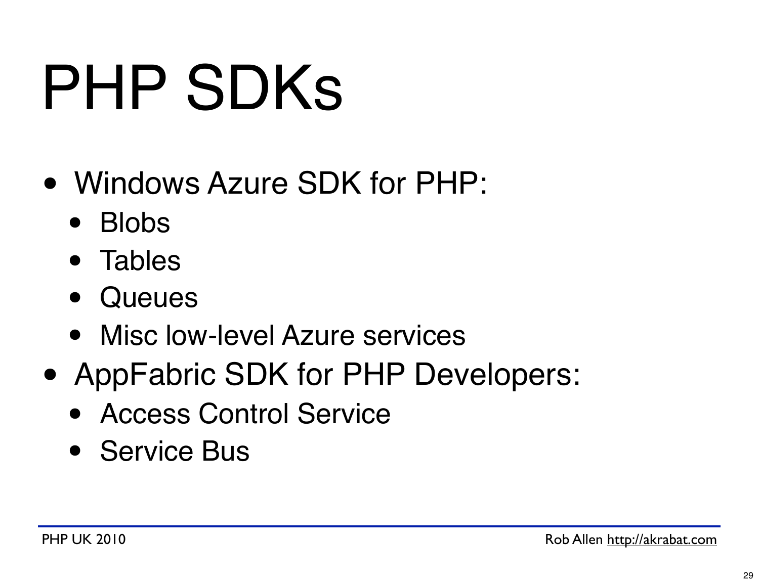# PHP SDKs

- Windows Azure SDK for PHP:
  - Blobs
  - Tables
  - Queues
  - Misc low-level Azure services
- AppFabric SDK for PHP Developers:
  - Access Control Service
  - Service Bus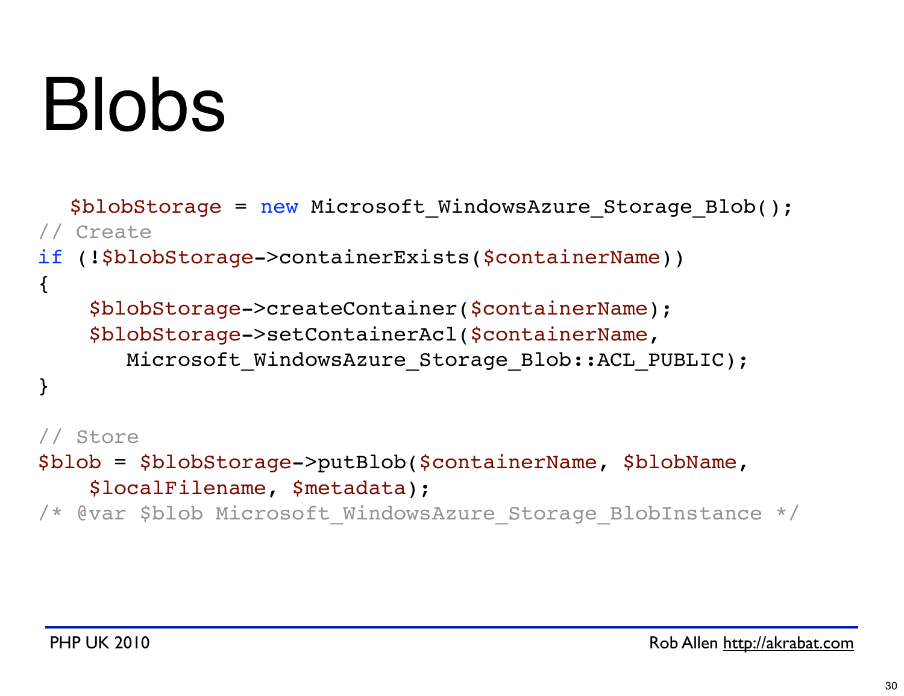# Blobs

```
  $blobStorage = new Microsoft_WindowsAzure_Storage_Blob();
// Create
if (!$blobStorage->containerExists($containerName))
{
    $blobStorage->createContainer($containerName);
    $blobStorage->setContainerAcl($containerName,
       Microsoft_WindowsAzure_Storage_Blob::ACL_PUBLIC);
}

// Store
$blob = $blobStorage->putBlob($containerName, $blobName,
    $localFilename, $metadata);
/* @var $blob Microsoft_WindowsAzure_Storage_BlobInstance */
```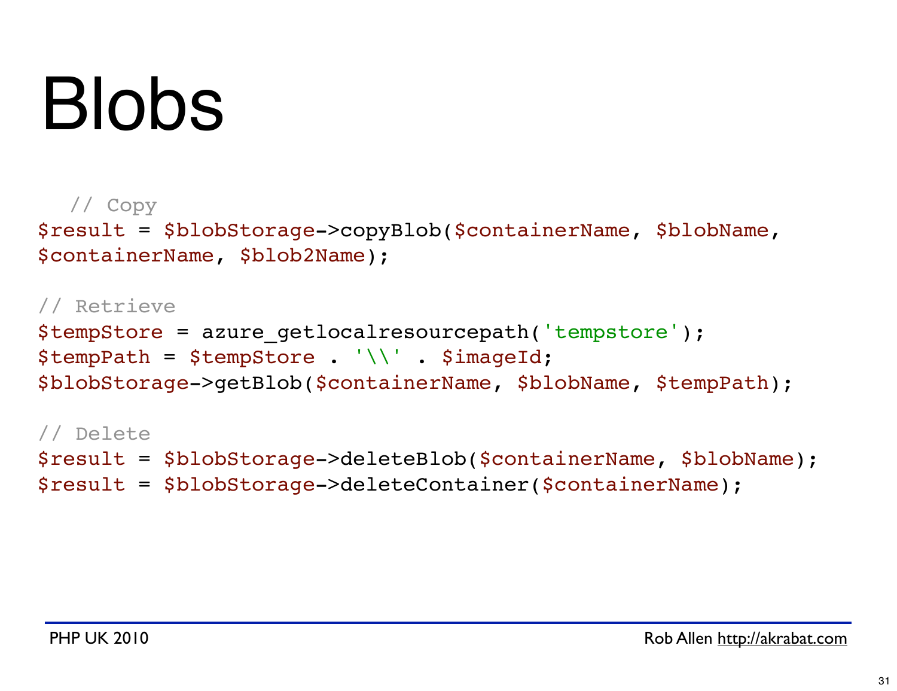# Blobs

```php
  // Copy
$result = $blobStorage->copyBlob($containerName, $blobName,
$containerName, $blob2Name);

// Retrieve
$tempStore = azure_getlocalresourcepath('tempstore');
$tempPath = $tempStore . '\\' . $imageId;
$blobStorage->getBlob($containerName, $blobName, $tempPath);

// Delete
$result = $blobStorage->deleteBlob($containerName, $blobName);
$result = $blobStorage->deleteContainer($containerName);
```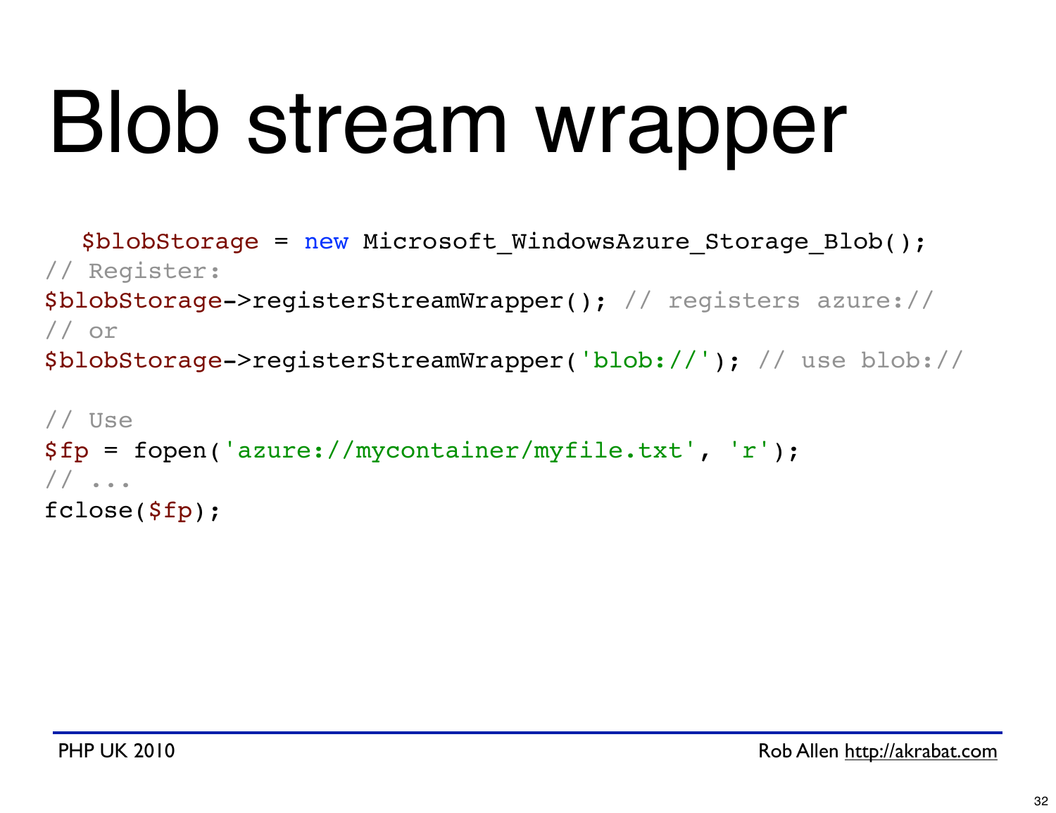# Blob stream wrapper

```
$blobStorage = new Microsoft_WindowsAzure_Storage_Blob();
// Register:
$blobStorage->registerStreamWrapper(); // registers azure://
// or
$blobStorage->registerStreamWrapper('blob://'); // use blob://

// Use
$fp = fopen('azure://mycontainer/myfile.txt', 'r');
// ...
fclose($fp);
```

PHP UK 2010

Rob Allen http://akrabat.com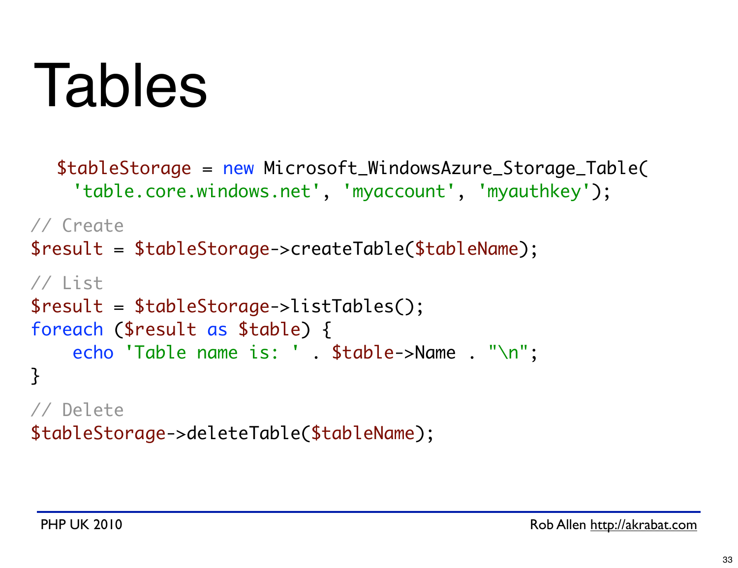# Tables

```php
  $tableStorage = new Microsoft_WindowsAzure_Storage_Table(
    'table.core.windows.net', 'myaccount', 'myauthkey');

// Create
$result = $tableStorage->createTable($tableName);

// List
$result = $tableStorage->listTables();
foreach ($result as $table) {
    echo 'Table name is: ' . $table->Name . "\n";
}

// Delete
$tableStorage->deleteTable($tableName);
```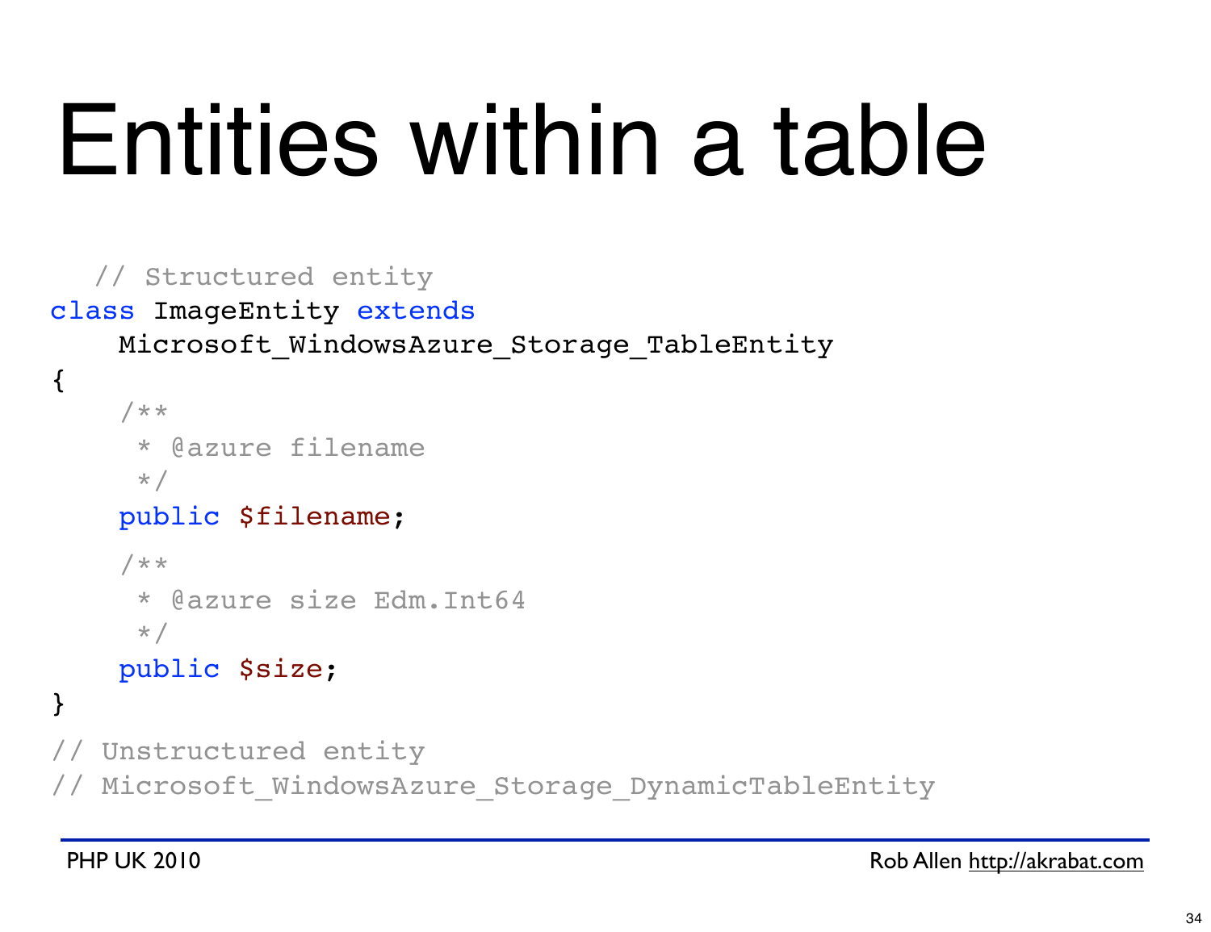# Entities within a table

```php
  // Structured entity
class ImageEntity extends
    Microsoft_WindowsAzure_Storage_TableEntity
{
    /**
     * @azure filename
     */
    public $filename;
    /**
     * @azure size Edm.Int64
     */
    public $size;
}
// Unstructured entity
// Microsoft_WindowsAzure_Storage_DynamicTableEntity
```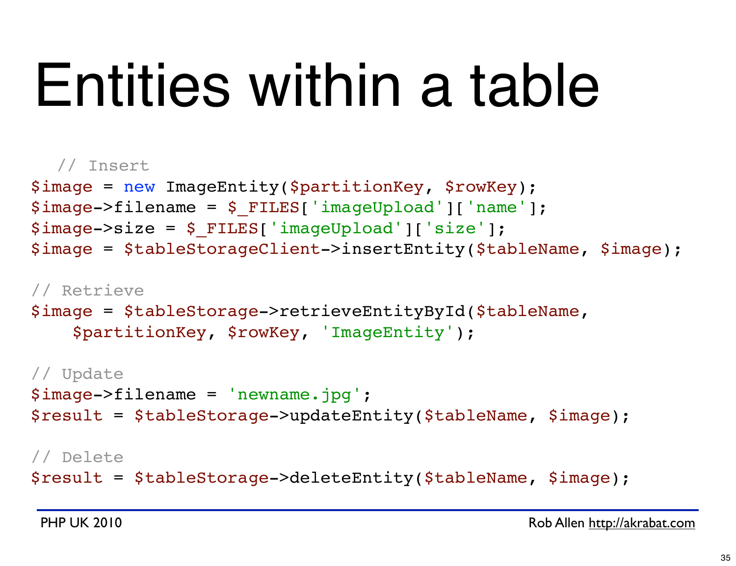# Entities within a table

```php
  // Insert
$image = new ImageEntity($partitionKey, $rowKey);
$image->filename = $_FILES['imageUpload']['name'];
$image->size = $_FILES['imageUpload']['size'];
$image = $tableStorageClient->insertEntity($tableName, $image);

// Retrieve
$image = $tableStorage->retrieveEntityById($tableName,
    $partitionKey, $rowKey, 'ImageEntity');

// Update
$image->filename = 'newname.jpg';
$result = $tableStorage->updateEntity($tableName, $image);

// Delete
$result = $tableStorage->deleteEntity($tableName, $image);
```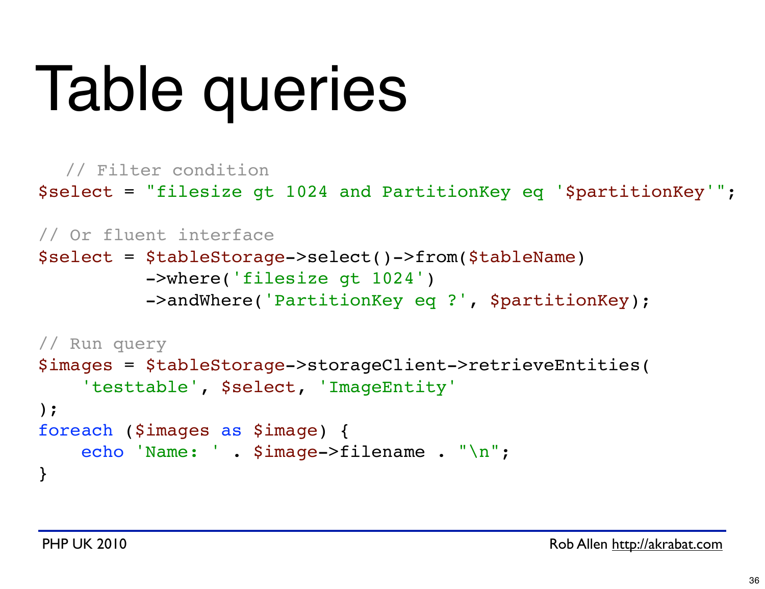# Table queries

```php
   // Filter condition
$select = "filesize gt 1024 and PartitionKey eq '$partitionKey'";

// Or fluent interface
$select = $tableStorage->select()->from($tableName)
          ->where('filesize gt 1024')
          ->andWhere('PartitionKey eq ?', $partitionKey);

// Run query
$images = $tableStorage->storageClient->retrieveEntities(
    'testtable', $select, 'ImageEntity'
);
foreach ($images as $image) {
    echo 'Name: ' . $image->filename . "\n";
}
```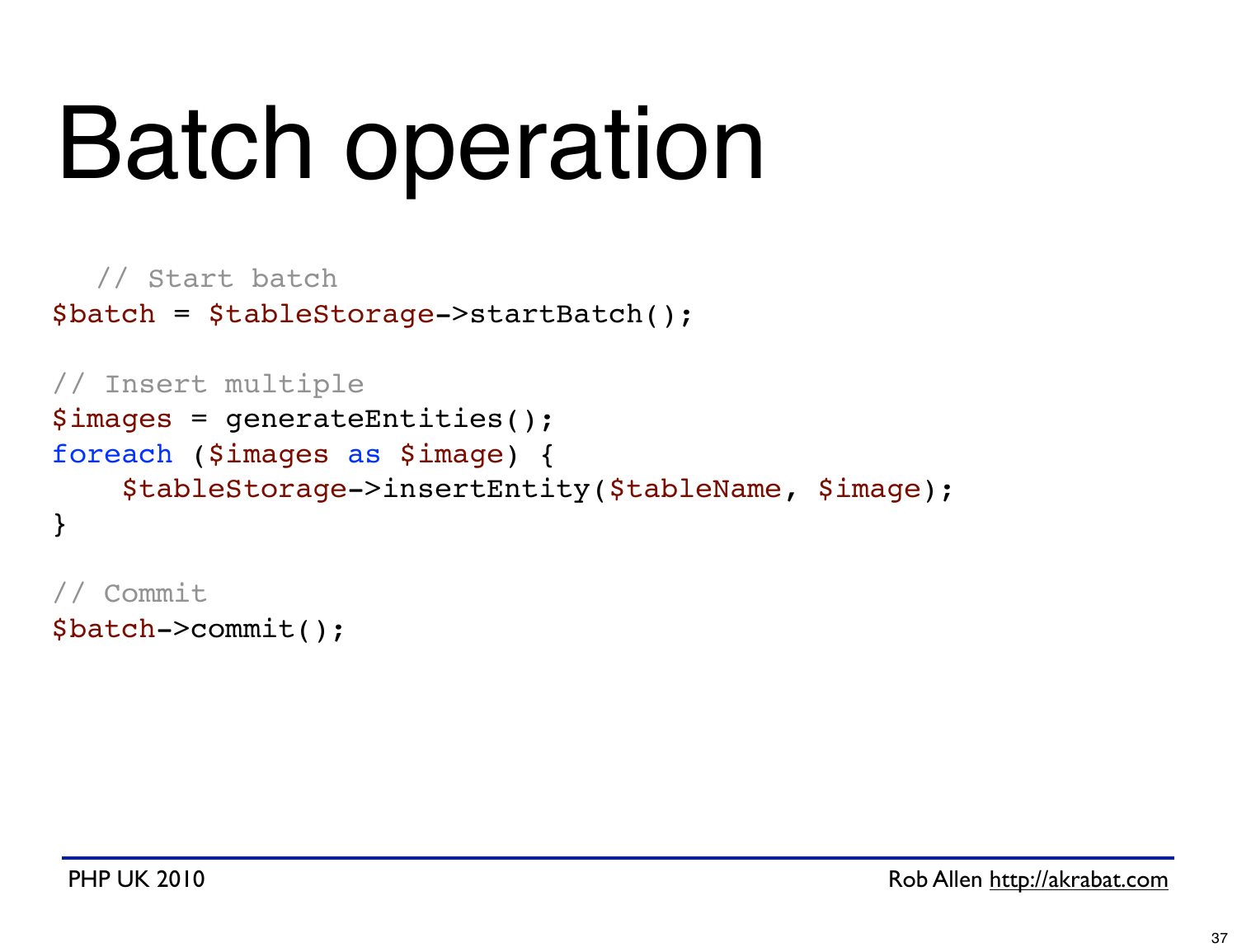# Batch operation

```php
  // Start batch
$batch = $tableStorage->startBatch();

// Insert multiple
$images = generateEntities();
foreach ($images as $image) {
    $tableStorage->insertEntity($tableName, $image);
}

// Commit
$batch->commit();
```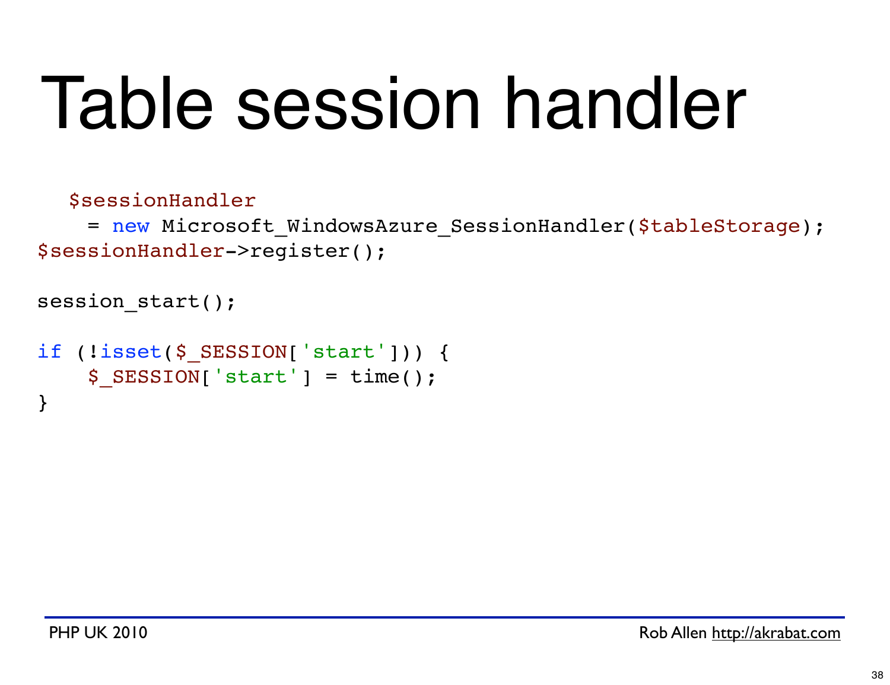# Table session handler

```
  $sessionHandler
    = new Microsoft_WindowsAzure_SessionHandler($tableStorage);
$sessionHandler->register();

session_start();

if (!isset($_SESSION['start'])) {
    $_SESSION['start'] = time();
}
```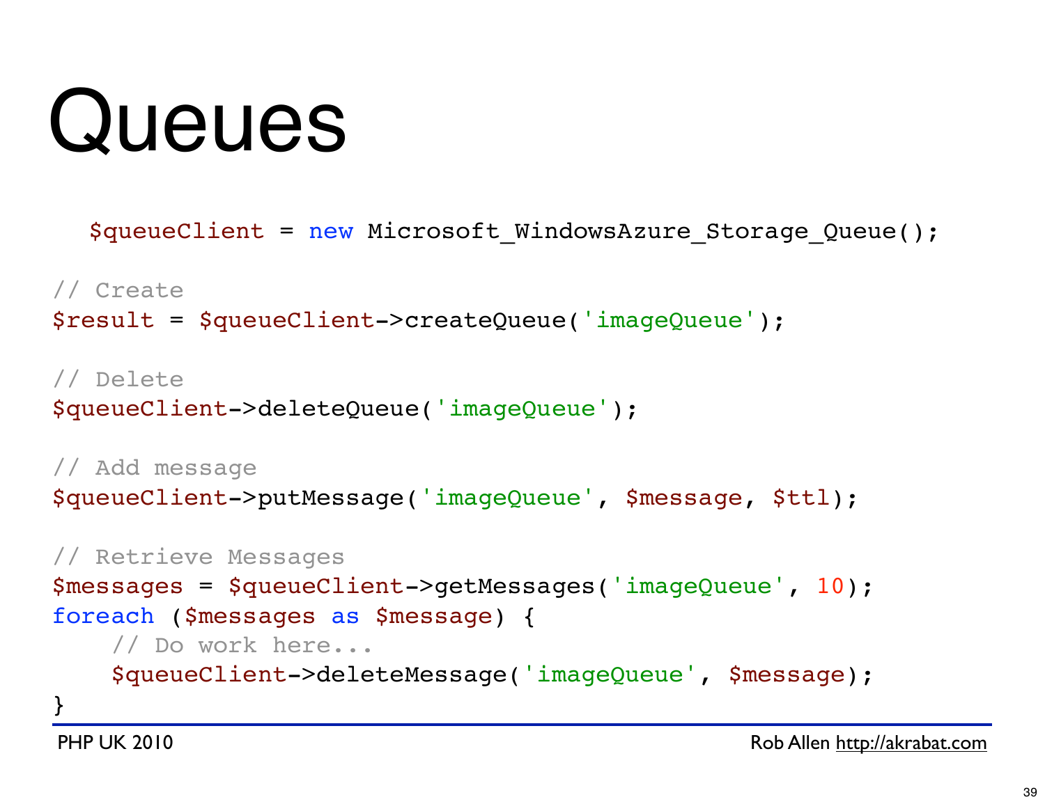# Queues

```php
$queueClient = new Microsoft_WindowsAzure_Storage_Queue();

// Create
$result = $queueClient->createQueue('imageQueue');

// Delete
$queueClient->deleteQueue('imageQueue');

// Add message
$queueClient->putMessage('imageQueue', $message, $ttl);

// Retrieve Messages
$messages = $queueClient->getMessages('imageQueue', 10);
foreach ($messages as $message) {
    // Do work here...
    $queueClient->deleteMessage('imageQueue', $message);
}
```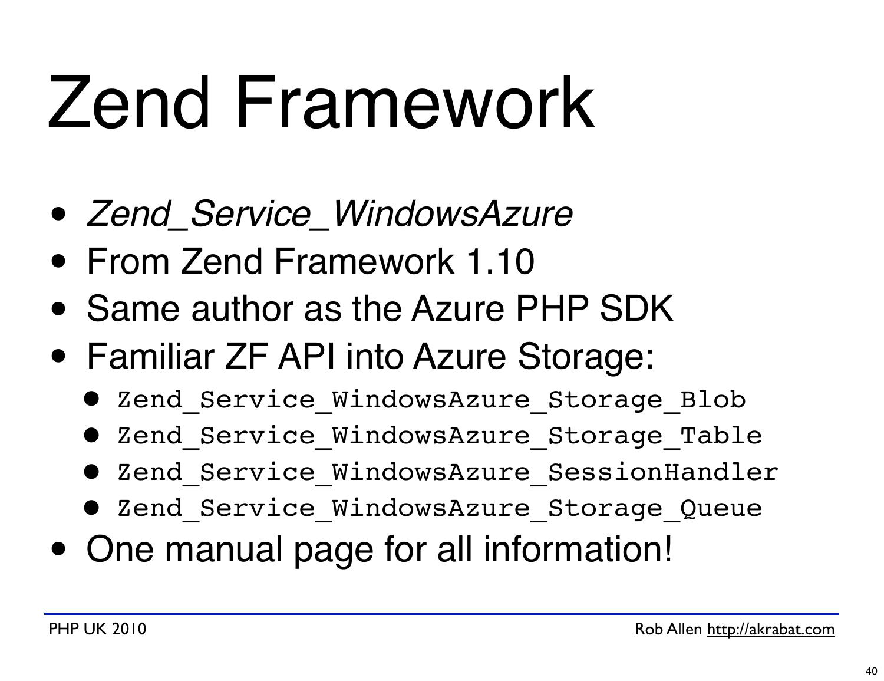# Zend Framework

- *Zend_Service_WindowsAzure*
- From Zend Framework 1.10
- Same author as the Azure PHP SDK
- Familiar ZF API into Azure Storage:
  - `Zend_Service_WindowsAzure_Storage_Blob`
  - `Zend_Service_WindowsAzure_Storage_Table`
  - `Zend_Service_WindowsAzure_SessionHandler`
  - `Zend_Service_WindowsAzure_Storage_Queue`
- One manual page for all information!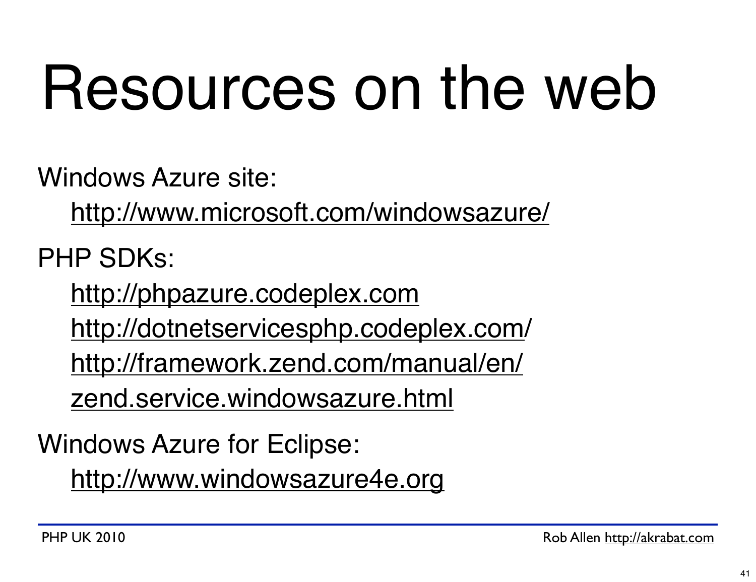# Resources on the web

Windows Azure site:

http://www.microsoft.com/windowsazure/

PHP SDKs:

http://phpazure.codeplex.com

http://dotnetservicesphp.codeplex.com/

http://framework.zend.com/manual/en/zend.service.windowsazure.html

Windows Azure for Eclipse:

http://www.windowsazure4e.org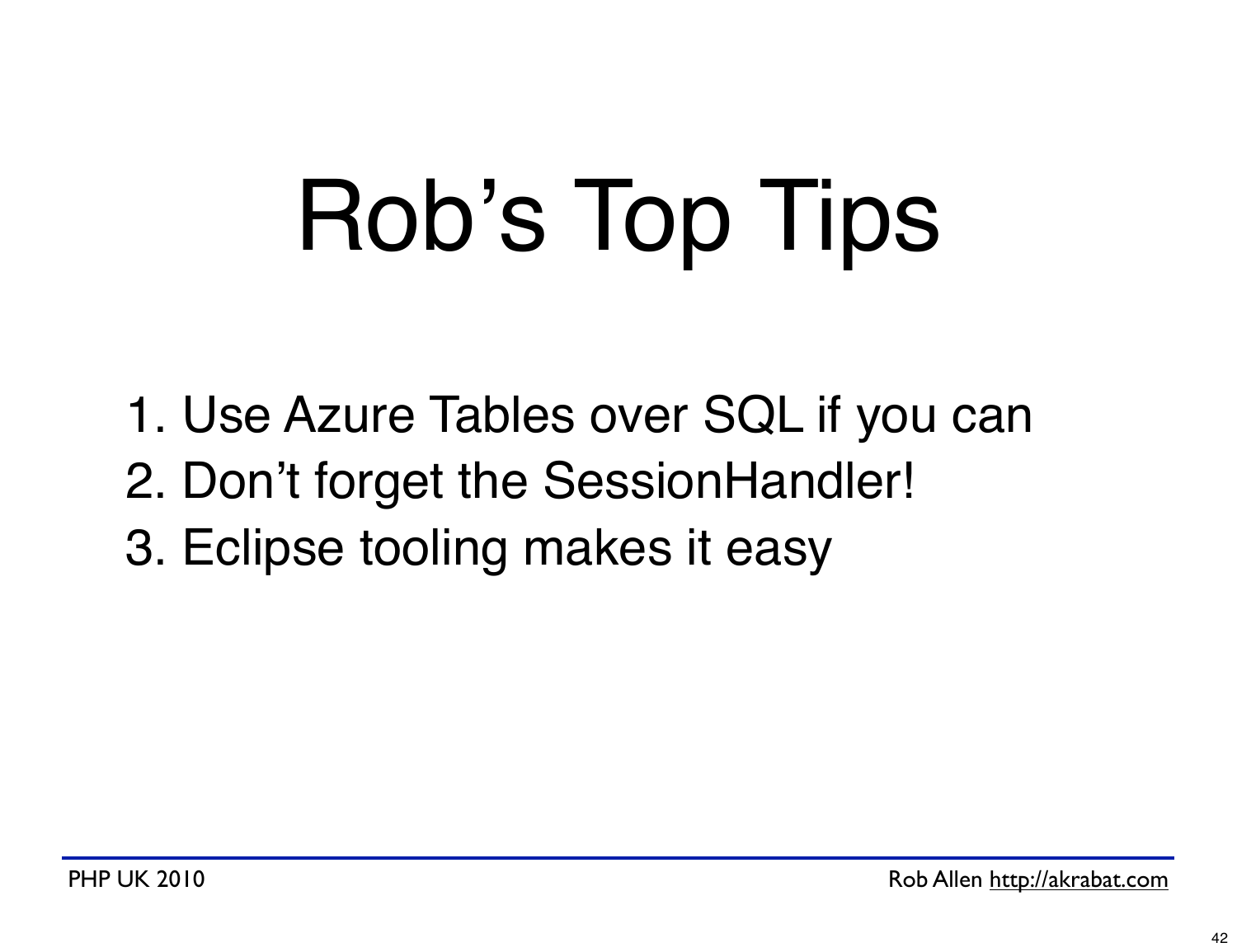# Rob's Top Tips

1. Use Azure Tables over SQL if you can
2. Don't forget the SessionHandler!
3. Eclipse tooling makes it easy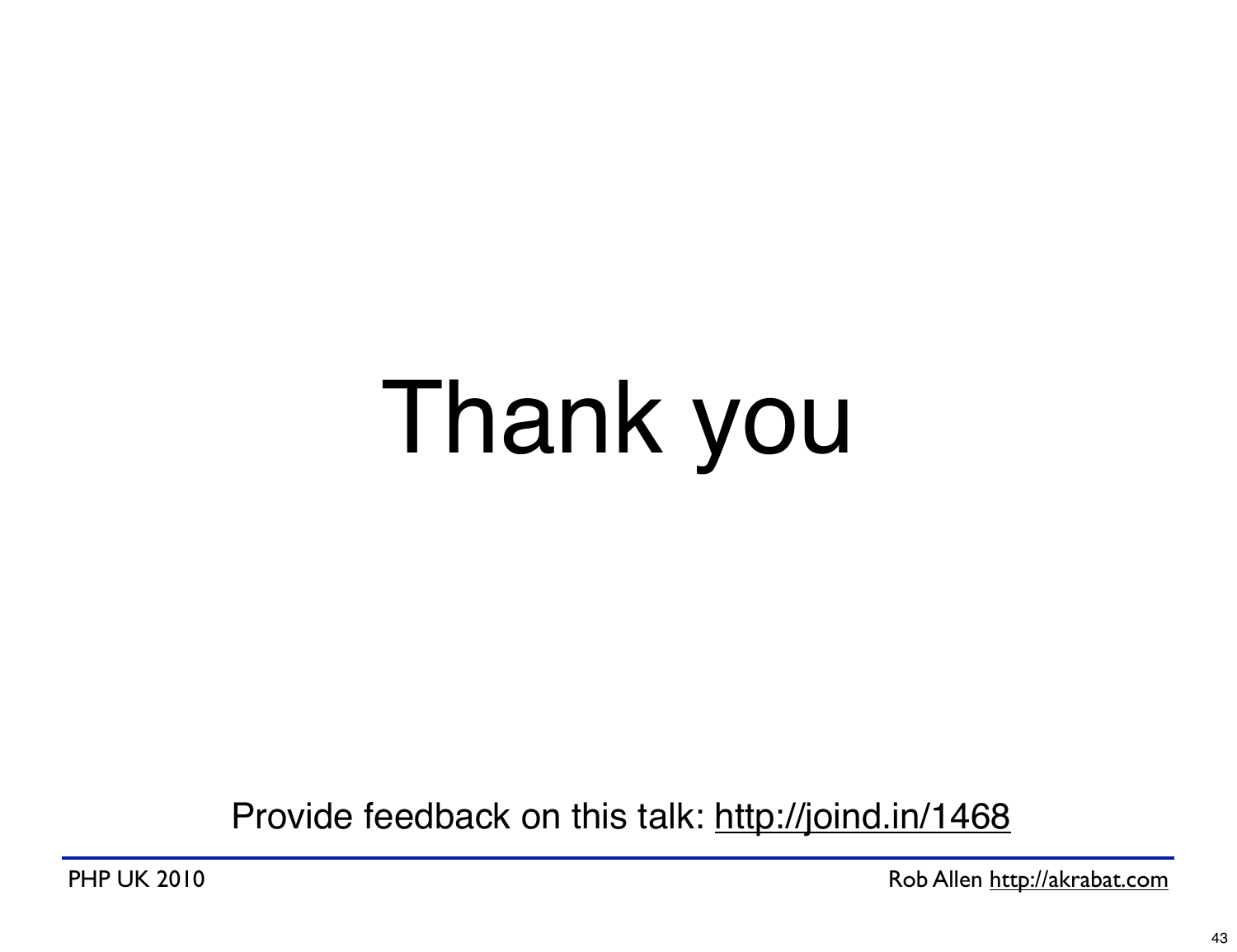# Thank you

Provide feedback on this talk: http://joind.in/1468